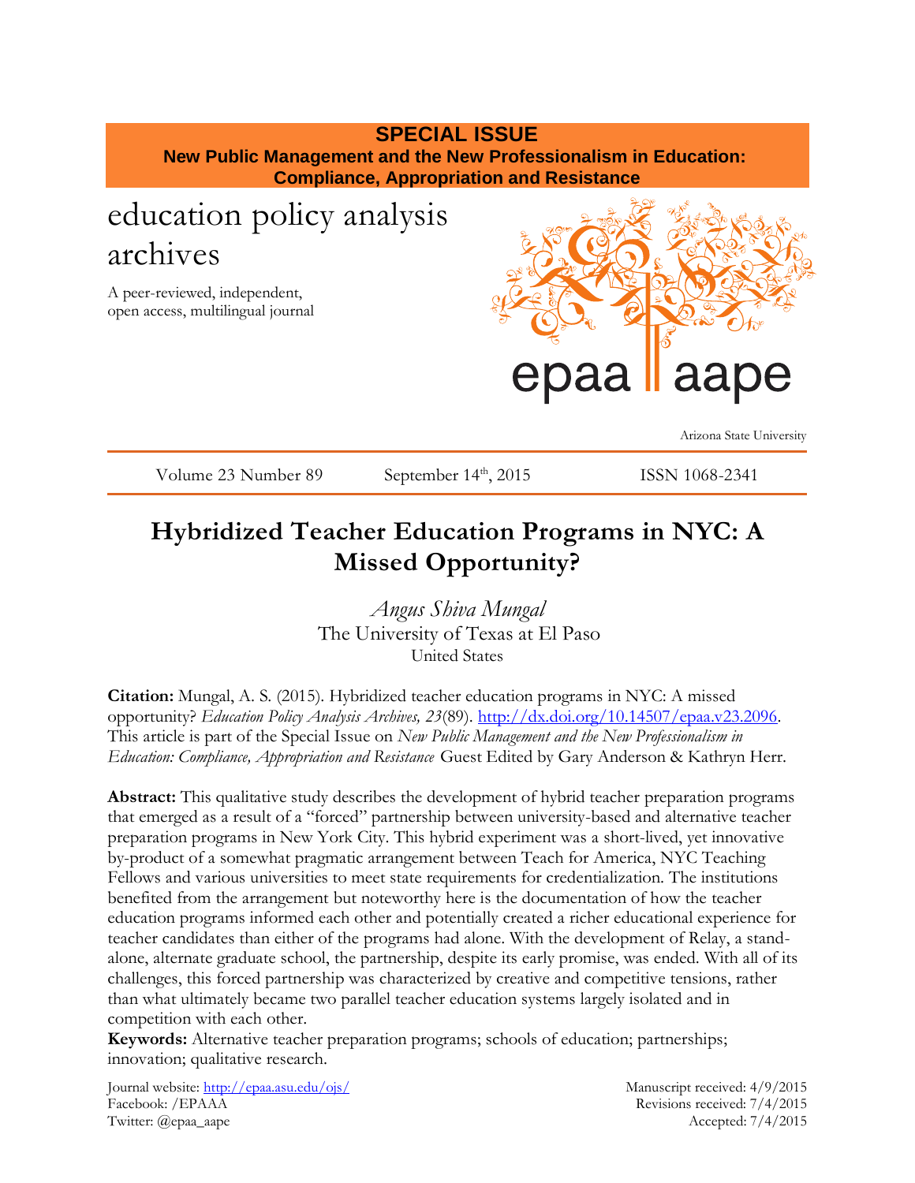**SPECIAL ISSUE**

**New Public Management and the New Professionalism in Education: Compliance, Appropriation and Resistance**

education policy analysis archives

A peer-reviewed, independent, open access, multilingual journal

epaa aape

Arizona State University

Volume 23 Number 89 September 14th, 2015 ISSN 1068-2341

# Hybridized Teacher Education Programs in NYC: A Missed Opportunity?

*Angus Shiva Mungal*
The University of Texas at El Paso
United States

**Citation:** Mungal, A. S. (2015). Hybridized teacher education programs in NYC: A missed opportunity? *Education Policy Analysis Archives, 23*(89). http://dx.doi.org/10.14507/epaa.v23.2096. This article is part of the Special Issue on *New Public Management and the New Professionalism in Education: Compliance, Appropriation and Resistance* Guest Edited by Gary Anderson & Kathryn Herr.

**Abstract:** This qualitative study describes the development of hybrid teacher preparation programs that emerged as a result of a "forced" partnership between university-based and alternative teacher preparation programs in New York City. This hybrid experiment was a short-lived, yet innovative by-product of a somewhat pragmatic arrangement between Teach for America, NYC Teaching Fellows and various universities to meet state requirements for credentialization. The institutions benefited from the arrangement but noteworthy here is the documentation of how the teacher education programs informed each other and potentially created a richer educational experience for teacher candidates than either of the programs had alone. With the development of Relay, a stand-alone, alternate graduate school, the partnership, despite its early promise, was ended. With all of its challenges, this forced partnership was characterized by creative and competitive tensions, rather than what ultimately became two parallel teacher education systems largely isolated and in competition with each other.

**Keywords:** Alternative teacher preparation programs; schools of education; partnerships; innovation; qualitative research.

Journal website: http://epaa.asu.edu/ojs/
Facebook: /EPAAA
Twitter: @epaa_aape

Manuscript received: 4/9/2015
Revisions received: 7/4/2015
Accepted: 7/4/2015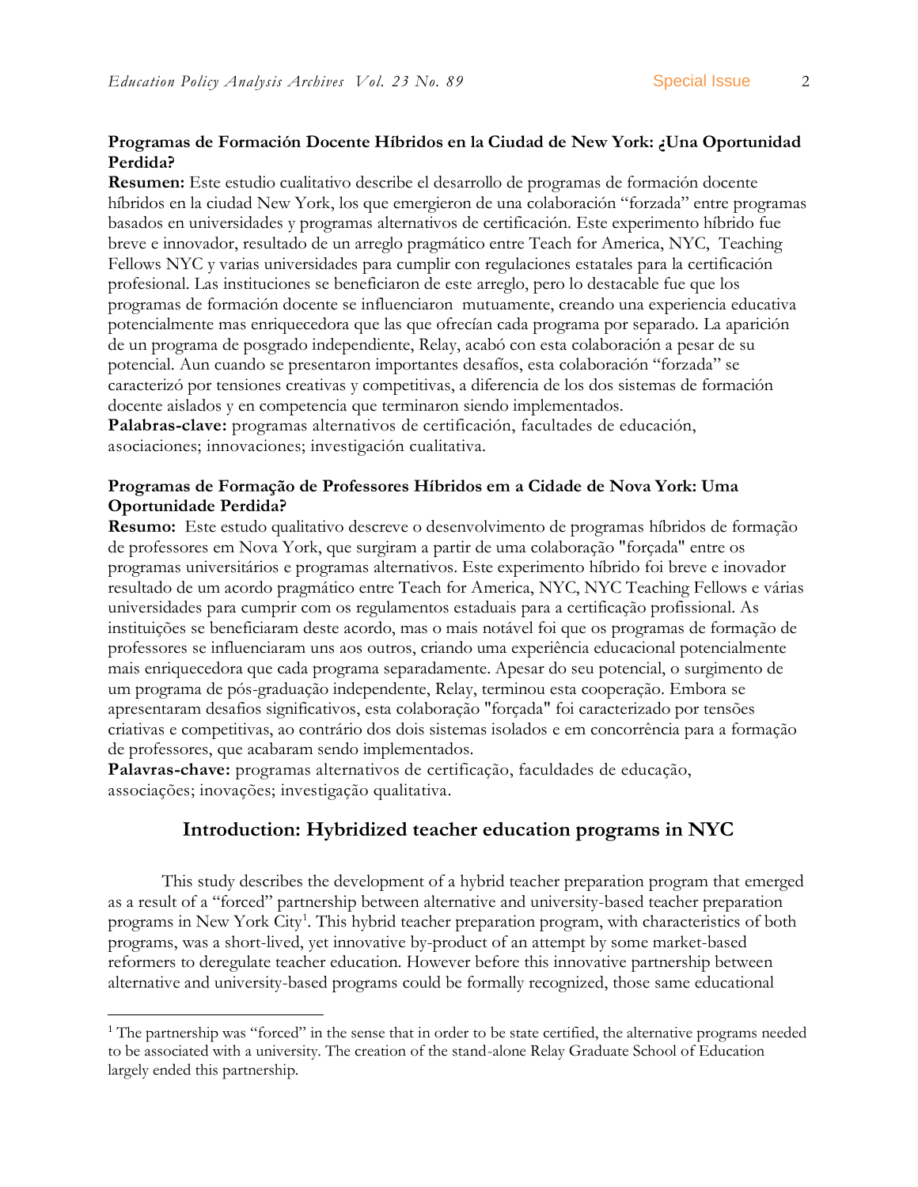**Programas de Formación Docente Híbridos en la Ciudad de New York: ¿Una Oportunidad Perdida?**

**Resumen:** Este estudio cualitativo describe el desarrollo de programas de formación docente híbridos en la ciudad New York, los que emergieron de una colaboración "forzada" entre programas basados en universidades y programas alternativos de certificación. Este experimento híbrido fue breve e innovador, resultado de un arreglo pragmático entre Teach for America, NYC, Teaching Fellows NYC y varias universidades para cumplir con regulaciones estatales para la certificación profesional. Las instituciones se beneficiaron de este arreglo, pero lo destacable fue que los programas de formación docente se influenciaron mutuamente, creando una experiencia educativa potencialmente mas enriquecedora que las que ofrecían cada programa por separado. La aparición de un programa de posgrado independiente, Relay, acabó con esta colaboración a pesar de su potencial. Aun cuando se presentaron importantes desafíos, esta colaboración "forzada" se caracterizó por tensiones creativas y competitivas, a diferencia de los dos sistemas de formación docente aislados y en competencia que terminaron siendo implementados.

**Palabras-clave:** programas alternativos de certificación, facultades de educación, asociaciones; innovaciones; investigación cualitativa.

**Programas de Formação de Professores Híbridos em a Cidade de Nova York: Uma Oportunidade Perdida?**

**Resumo:** Este estudo qualitativo descreve o desenvolvimento de programas híbridos de formação de professores em Nova York, que surgiram a partir de uma colaboração "forçada" entre os programas universitários e programas alternativos. Este experimento híbrido foi breve e inovador resultado de um acordo pragmático entre Teach for America, NYC, NYC Teaching Fellows e várias universidades para cumprir com os regulamentos estaduais para a certificação profissional. As instituições se beneficiaram deste acordo, mas o mais notável foi que os programas de formação de professores se influenciaram uns aos outros, criando uma experiência educacional potencialmente mais enriquecedora que cada programa separadamente. Apesar do seu potencial, o surgimento de um programa de pós-graduação independente, Relay, terminou esta cooperação. Embora se apresentaram desafios significativos, esta colaboração "forçada" foi caracterizado por tensões criativas e competitivas, ao contrário dos dois sistemas isolados e em concorrência para a formação de professores, que acabaram sendo implementados.

**Palavras-chave:** programas alternativos de certificação, faculdades de educação, associações; inovações; investigação qualitativa.

## Introduction: Hybridized teacher education programs in NYC

This study describes the development of a hybrid teacher preparation program that emerged as a result of a "forced" partnership between alternative and university-based teacher preparation programs in New York City[1]. This hybrid teacher preparation program, with characteristics of both programs, was a short-lived, yet innovative by-product of an attempt by some market-based reformers to deregulate teacher education. However before this innovative partnership between alternative and university-based programs could be formally recognized, those same educational

---

[1] The partnership was "forced" in the sense that in order to be state certified, the alternative programs needed to be associated with a university. The creation of the stand-alone Relay Graduate School of Education largely ended this partnership.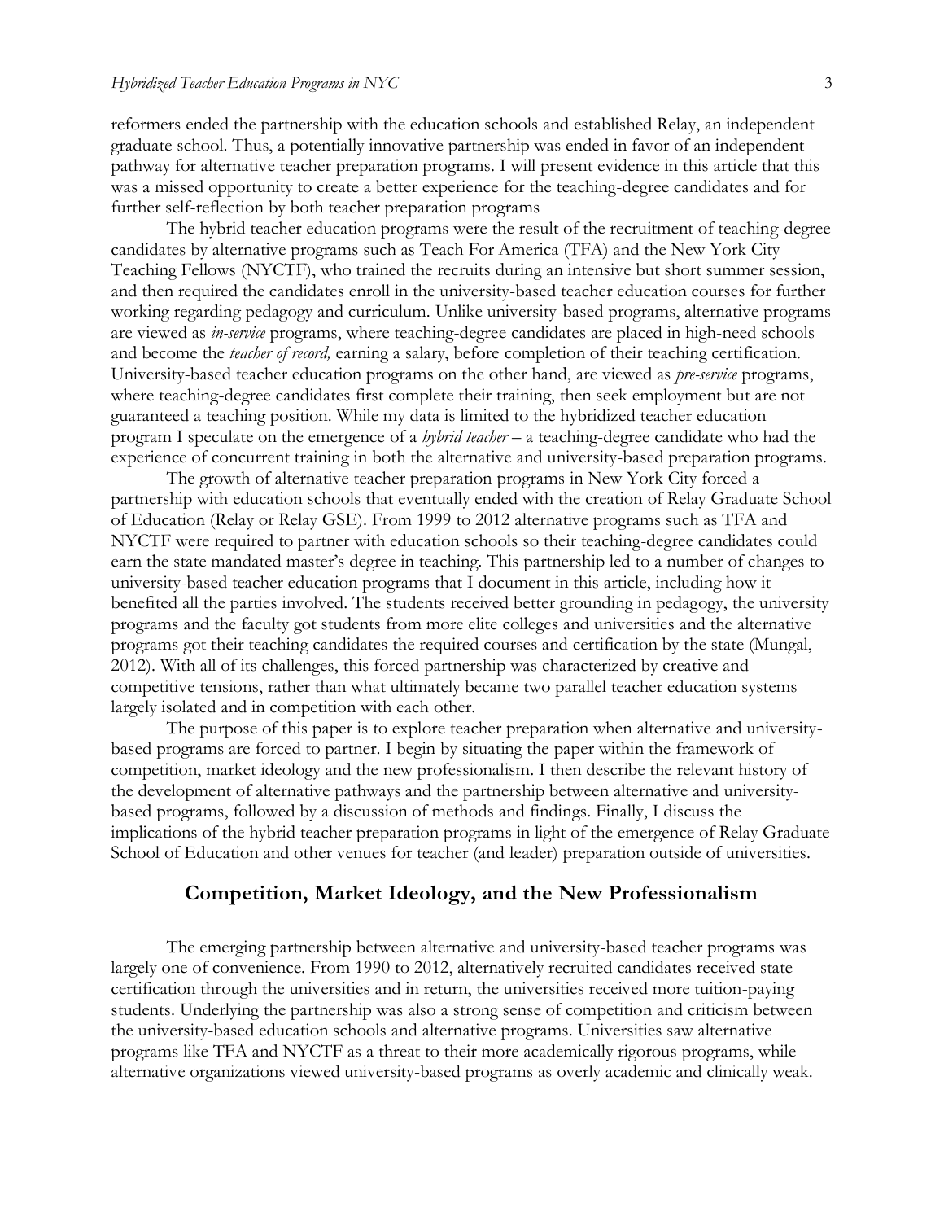reformers ended the partnership with the education schools and established Relay, an independent graduate school. Thus, a potentially innovative partnership was ended in favor of an independent pathway for alternative teacher preparation programs. I will present evidence in this article that this was a missed opportunity to create a better experience for the teaching-degree candidates and for further self-reflection by both teacher preparation programs

The hybrid teacher education programs were the result of the recruitment of teaching-degree candidates by alternative programs such as Teach For America (TFA) and the New York City Teaching Fellows (NYCTF), who trained the recruits during an intensive but short summer session, and then required the candidates enroll in the university-based teacher education courses for further working regarding pedagogy and curriculum. Unlike university-based programs, alternative programs are viewed as *in-service* programs, where teaching-degree candidates are placed in high-need schools and become the *teacher of record,* earning a salary, before completion of their teaching certification. University-based teacher education programs on the other hand, are viewed as *pre-service* programs, where teaching-degree candidates first complete their training, then seek employment but are not guaranteed a teaching position. While my data is limited to the hybridized teacher education program I speculate on the emergence of a *hybrid teacher* – a teaching-degree candidate who had the experience of concurrent training in both the alternative and university-based preparation programs.

The growth of alternative teacher preparation programs in New York City forced a partnership with education schools that eventually ended with the creation of Relay Graduate School of Education (Relay or Relay GSE). From 1999 to 2012 alternative programs such as TFA and NYCTF were required to partner with education schools so their teaching-degree candidates could earn the state mandated master's degree in teaching. This partnership led to a number of changes to university-based teacher education programs that I document in this article, including how it benefited all the parties involved. The students received better grounding in pedagogy, the university programs and the faculty got students from more elite colleges and universities and the alternative programs got their teaching candidates the required courses and certification by the state (Mungal, 2012). With all of its challenges, this forced partnership was characterized by creative and competitive tensions, rather than what ultimately became two parallel teacher education systems largely isolated and in competition with each other.

The purpose of this paper is to explore teacher preparation when alternative and university-based programs are forced to partner. I begin by situating the paper within the framework of competition, market ideology and the new professionalism. I then describe the relevant history of the development of alternative pathways and the partnership between alternative and university-based programs, followed by a discussion of methods and findings. Finally, I discuss the implications of the hybrid teacher preparation programs in light of the emergence of Relay Graduate School of Education and other venues for teacher (and leader) preparation outside of universities.

## Competition, Market Ideology, and the New Professionalism

The emerging partnership between alternative and university-based teacher programs was largely one of convenience. From 1990 to 2012, alternatively recruited candidates received state certification through the universities and in return, the universities received more tuition-paying students. Underlying the partnership was also a strong sense of competition and criticism between the university-based education schools and alternative programs. Universities saw alternative programs like TFA and NYCTF as a threat to their more academically rigorous programs, while alternative organizations viewed university-based programs as overly academic and clinically weak.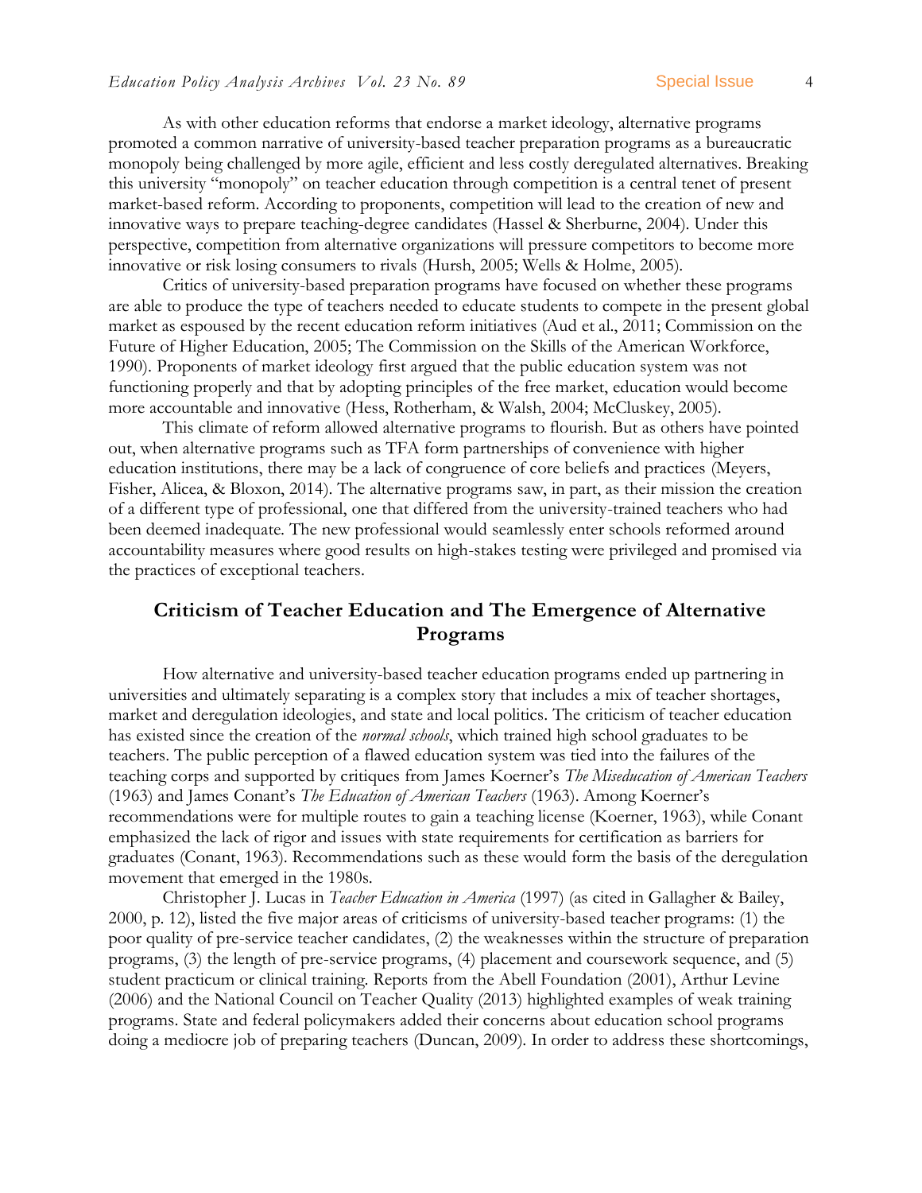As with other education reforms that endorse a market ideology, alternative programs promoted a common narrative of university-based teacher preparation programs as a bureaucratic monopoly being challenged by more agile, efficient and less costly deregulated alternatives. Breaking this university "monopoly" on teacher education through competition is a central tenet of present market-based reform. According to proponents, competition will lead to the creation of new and innovative ways to prepare teaching-degree candidates (Hassel & Sherburne, 2004). Under this perspective, competition from alternative organizations will pressure competitors to become more innovative or risk losing consumers to rivals (Hursh, 2005; Wells & Holme, 2005).

Critics of university-based preparation programs have focused on whether these programs are able to produce the type of teachers needed to educate students to compete in the present global market as espoused by the recent education reform initiatives (Aud et al., 2011; Commission on the Future of Higher Education, 2005; The Commission on the Skills of the American Workforce, 1990). Proponents of market ideology first argued that the public education system was not functioning properly and that by adopting principles of the free market, education would become more accountable and innovative (Hess, Rotherham, & Walsh, 2004; McCluskey, 2005).

This climate of reform allowed alternative programs to flourish. But as others have pointed out, when alternative programs such as TFA form partnerships of convenience with higher education institutions, there may be a lack of congruence of core beliefs and practices (Meyers, Fisher, Alicea, & Bloxon, 2014). The alternative programs saw, in part, as their mission the creation of a different type of professional, one that differed from the university-trained teachers who had been deemed inadequate. The new professional would seamlessly enter schools reformed around accountability measures where good results on high-stakes testing were privileged and promised via the practices of exceptional teachers.

## Criticism of Teacher Education and The Emergence of Alternative Programs

How alternative and university-based teacher education programs ended up partnering in universities and ultimately separating is a complex story that includes a mix of teacher shortages, market and deregulation ideologies, and state and local politics. The criticism of teacher education has existed since the creation of the *normal schools*, which trained high school graduates to be teachers. The public perception of a flawed education system was tied into the failures of the teaching corps and supported by critiques from James Koerner's *The Miseducation of American Teachers* (1963) and James Conant's *The Education of American Teachers* (1963). Among Koerner's recommendations were for multiple routes to gain a teaching license (Koerner, 1963), while Conant emphasized the lack of rigor and issues with state requirements for certification as barriers for graduates (Conant, 1963). Recommendations such as these would form the basis of the deregulation movement that emerged in the 1980s.

Christopher J. Lucas in *Teacher Education in America* (1997) (as cited in Gallagher & Bailey, 2000, p. 12), listed the five major areas of criticisms of university-based teacher programs: (1) the poor quality of pre-service teacher candidates, (2) the weaknesses within the structure of preparation programs, (3) the length of pre-service programs, (4) placement and coursework sequence, and (5) student practicum or clinical training. Reports from the Abell Foundation (2001), Arthur Levine (2006) and the National Council on Teacher Quality (2013) highlighted examples of weak training programs. State and federal policymakers added their concerns about education school programs doing a mediocre job of preparing teachers (Duncan, 2009). In order to address these shortcomings,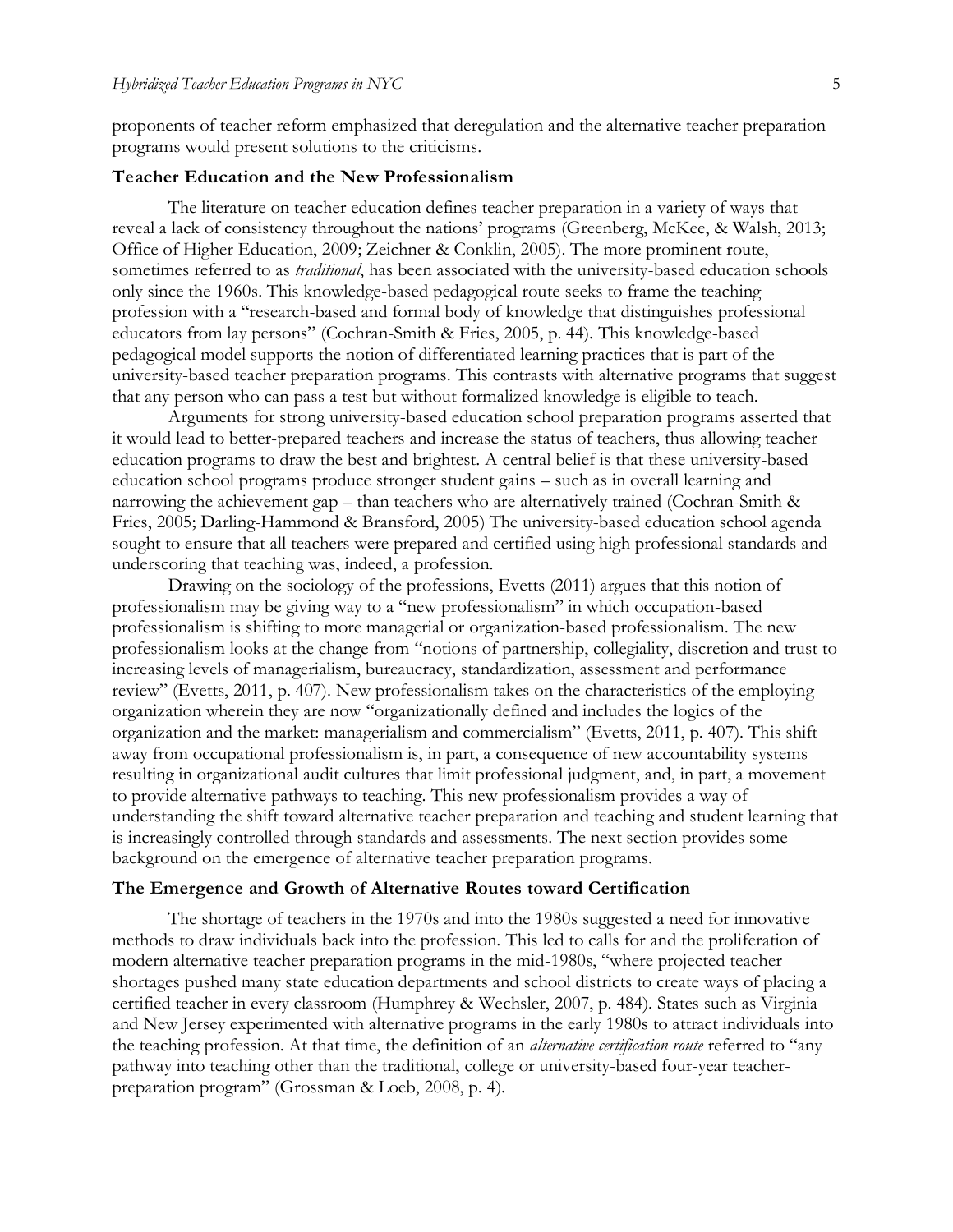proponents of teacher reform emphasized that deregulation and the alternative teacher preparation programs would present solutions to the criticisms.

## Teacher Education and the New Professionalism

The literature on teacher education defines teacher preparation in a variety of ways that reveal a lack of consistency throughout the nations' programs (Greenberg, McKee, & Walsh, 2013; Office of Higher Education, 2009; Zeichner & Conklin, 2005). The more prominent route, sometimes referred to as *traditional*, has been associated with the university-based education schools only since the 1960s. This knowledge-based pedagogical route seeks to frame the teaching profession with a "research-based and formal body of knowledge that distinguishes professional educators from lay persons" (Cochran-Smith & Fries, 2005, p. 44). This knowledge-based pedagogical model supports the notion of differentiated learning practices that is part of the university-based teacher preparation programs. This contrasts with alternative programs that suggest that any person who can pass a test but without formalized knowledge is eligible to teach.

Arguments for strong university-based education school preparation programs asserted that it would lead to better-prepared teachers and increase the status of teachers, thus allowing teacher education programs to draw the best and brightest. A central belief is that these university-based education school programs produce stronger student gains – such as in overall learning and narrowing the achievement gap – than teachers who are alternatively trained (Cochran-Smith & Fries, 2005; Darling-Hammond & Bransford, 2005) The university-based education school agenda sought to ensure that all teachers were prepared and certified using high professional standards and underscoring that teaching was, indeed, a profession.

Drawing on the sociology of the professions, Evetts (2011) argues that this notion of professionalism may be giving way to a "new professionalism" in which occupation-based professionalism is shifting to more managerial or organization-based professionalism. The new professionalism looks at the change from "notions of partnership, collegiality, discretion and trust to increasing levels of managerialism, bureaucracy, standardization, assessment and performance review" (Evetts, 2011, p. 407). New professionalism takes on the characteristics of the employing organization wherein they are now "organizationally defined and includes the logics of the organization and the market: managerialism and commercialism" (Evetts, 2011, p. 407). This shift away from occupational professionalism is, in part, a consequence of new accountability systems resulting in organizational audit cultures that limit professional judgment, and, in part, a movement to provide alternative pathways to teaching. This new professionalism provides a way of understanding the shift toward alternative teacher preparation and teaching and student learning that is increasingly controlled through standards and assessments. The next section provides some background on the emergence of alternative teacher preparation programs.

## The Emergence and Growth of Alternative Routes toward Certification

The shortage of teachers in the 1970s and into the 1980s suggested a need for innovative methods to draw individuals back into the profession. This led to calls for and the proliferation of modern alternative teacher preparation programs in the mid-1980s, "where projected teacher shortages pushed many state education departments and school districts to create ways of placing a certified teacher in every classroom (Humphrey & Wechsler, 2007, p. 484). States such as Virginia and New Jersey experimented with alternative programs in the early 1980s to attract individuals into the teaching profession. At that time, the definition of an *alternative certification route* referred to "any pathway into teaching other than the traditional, college or university-based four-year teacher-preparation program" (Grossman & Loeb, 2008, p. 4).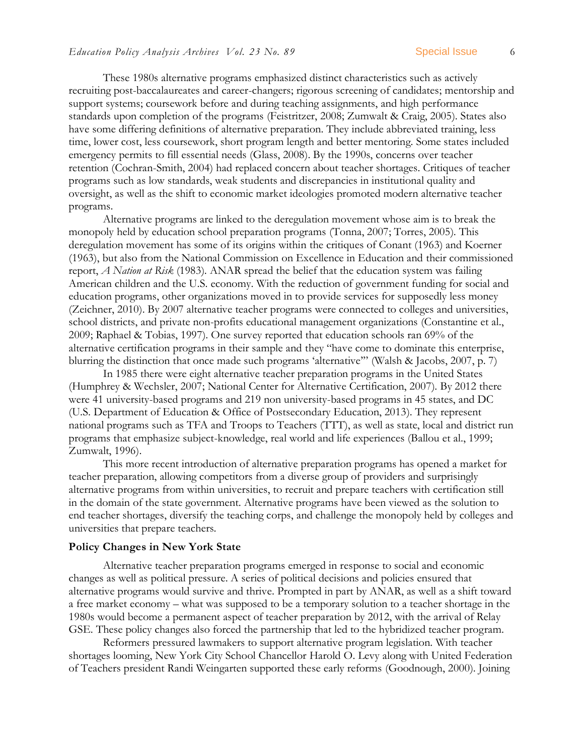These 1980s alternative programs emphasized distinct characteristics such as actively recruiting post-baccalaureates and career-changers; rigorous screening of candidates; mentorship and support systems; coursework before and during teaching assignments, and high performance standards upon completion of the programs (Feistritzer, 2008; Zumwalt & Craig, 2005). States also have some differing definitions of alternative preparation. They include abbreviated training, less time, lower cost, less coursework, short program length and better mentoring. Some states included emergency permits to fill essential needs (Glass, 2008). By the 1990s, concerns over teacher retention (Cochran-Smith, 2004) had replaced concern about teacher shortages. Critiques of teacher programs such as low standards, weak students and discrepancies in institutional quality and oversight, as well as the shift to economic market ideologies promoted modern alternative teacher programs.

Alternative programs are linked to the deregulation movement whose aim is to break the monopoly held by education school preparation programs (Tonna, 2007; Torres, 2005). This deregulation movement has some of its origins within the critiques of Conant (1963) and Koerner (1963), but also from the National Commission on Excellence in Education and their commissioned report, *A Nation at Risk* (1983). ANAR spread the belief that the education system was failing American children and the U.S. economy. With the reduction of government funding for social and education programs, other organizations moved in to provide services for supposedly less money (Zeichner, 2010). By 2007 alternative teacher programs were connected to colleges and universities, school districts, and private non-profits educational management organizations (Constantine et al., 2009; Raphael & Tobias, 1997). One survey reported that education schools ran 69% of the alternative certification programs in their sample and they "have come to dominate this enterprise, blurring the distinction that once made such programs 'alternative'" (Walsh & Jacobs, 2007, p. 7)

In 1985 there were eight alternative teacher preparation programs in the United States (Humphrey & Wechsler, 2007; National Center for Alternative Certification, 2007). By 2012 there were 41 university-based programs and 219 non university-based programs in 45 states, and DC (U.S. Department of Education & Office of Postsecondary Education, 2013). They represent national programs such as TFA and Troops to Teachers (TTT), as well as state, local and district run programs that emphasize subject-knowledge, real world and life experiences (Ballou et al., 1999; Zumwalt, 1996).

This more recent introduction of alternative preparation programs has opened a market for teacher preparation, allowing competitors from a diverse group of providers and surprisingly alternative programs from within universities, to recruit and prepare teachers with certification still in the domain of the state government. Alternative programs have been viewed as the solution to end teacher shortages, diversify the teaching corps, and challenge the monopoly held by colleges and universities that prepare teachers.

### Policy Changes in New York State

Alternative teacher preparation programs emerged in response to social and economic changes as well as political pressure. A series of political decisions and policies ensured that alternative programs would survive and thrive. Prompted in part by ANAR, as well as a shift toward a free market economy – what was supposed to be a temporary solution to a teacher shortage in the 1980s would become a permanent aspect of teacher preparation by 2012, with the arrival of Relay GSE. These policy changes also forced the partnership that led to the hybridized teacher program.

Reformers pressured lawmakers to support alternative program legislation. With teacher shortages looming, New York City School Chancellor Harold O. Levy along with United Federation of Teachers president Randi Weingarten supported these early reforms (Goodnough, 2000). Joining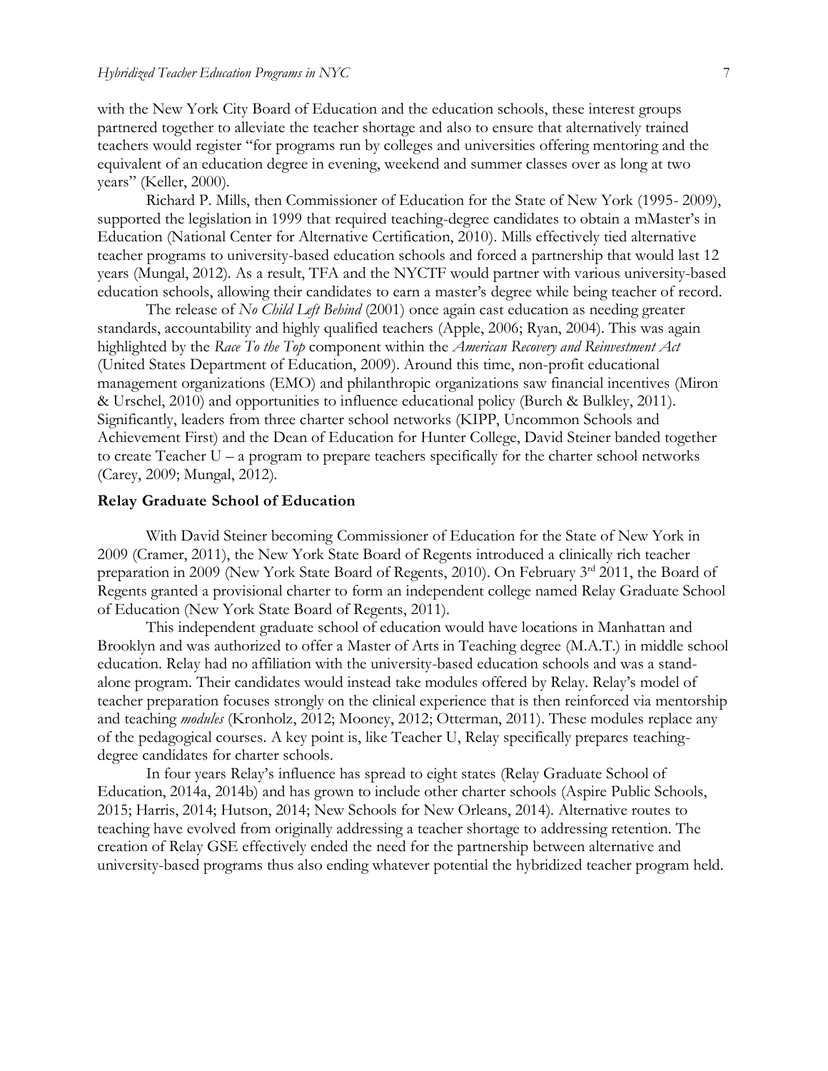with the New York City Board of Education and the education schools, these interest groups partnered together to alleviate the teacher shortage and also to ensure that alternatively trained teachers would register "for programs run by colleges and universities offering mentoring and the equivalent of an education degree in evening, weekend and summer classes over as long at two years" (Keller, 2000).

Richard P. Mills, then Commissioner of Education for the State of New York (1995- 2009), supported the legislation in 1999 that required teaching-degree candidates to obtain a mMaster's in Education (National Center for Alternative Certification, 2010). Mills effectively tied alternative teacher programs to university-based education schools and forced a partnership that would last 12 years (Mungal, 2012). As a result, TFA and the NYCTF would partner with various university-based education schools, allowing their candidates to earn a master's degree while being teacher of record.

The release of *No Child Left Behind* (2001) once again cast education as needing greater standards, accountability and highly qualified teachers (Apple, 2006; Ryan, 2004). This was again highlighted by the *Race To the Top* component within the *American Recovery and Reinvestment Act* (United States Department of Education, 2009). Around this time, non-profit educational management organizations (EMO) and philanthropic organizations saw financial incentives (Miron & Urschel, 2010) and opportunities to influence educational policy (Burch & Bulkley, 2011). Significantly, leaders from three charter school networks (KIPP, Uncommon Schools and Achievement First) and the Dean of Education for Hunter College, David Steiner banded together to create Teacher U – a program to prepare teachers specifically for the charter school networks (Carey, 2009; Mungal, 2012).

## Relay Graduate School of Education

With David Steiner becoming Commissioner of Education for the State of New York in 2009 (Cramer, 2011), the New York State Board of Regents introduced a clinically rich teacher preparation in 2009 (New York State Board of Regents, 2010). On February 3rd 2011, the Board of Regents granted a provisional charter to form an independent college named Relay Graduate School of Education (New York State Board of Regents, 2011).

This independent graduate school of education would have locations in Manhattan and Brooklyn and was authorized to offer a Master of Arts in Teaching degree (M.A.T.) in middle school education. Relay had no affiliation with the university-based education schools and was a stand-alone program. Their candidates would instead take modules offered by Relay. Relay's model of teacher preparation focuses strongly on the clinical experience that is then reinforced via mentorship and teaching *modules* (Kronholz, 2012; Mooney, 2012; Otterman, 2011). These modules replace any of the pedagogical courses. A key point is, like Teacher U, Relay specifically prepares teaching-degree candidates for charter schools.

In four years Relay's influence has spread to eight states (Relay Graduate School of Education, 2014a, 2014b) and has grown to include other charter schools (Aspire Public Schools, 2015; Harris, 2014; Hutson, 2014; New Schools for New Orleans, 2014). Alternative routes to teaching have evolved from originally addressing a teacher shortage to addressing retention. The creation of Relay GSE effectively ended the need for the partnership between alternative and university-based programs thus also ending whatever potential the hybridized teacher program held.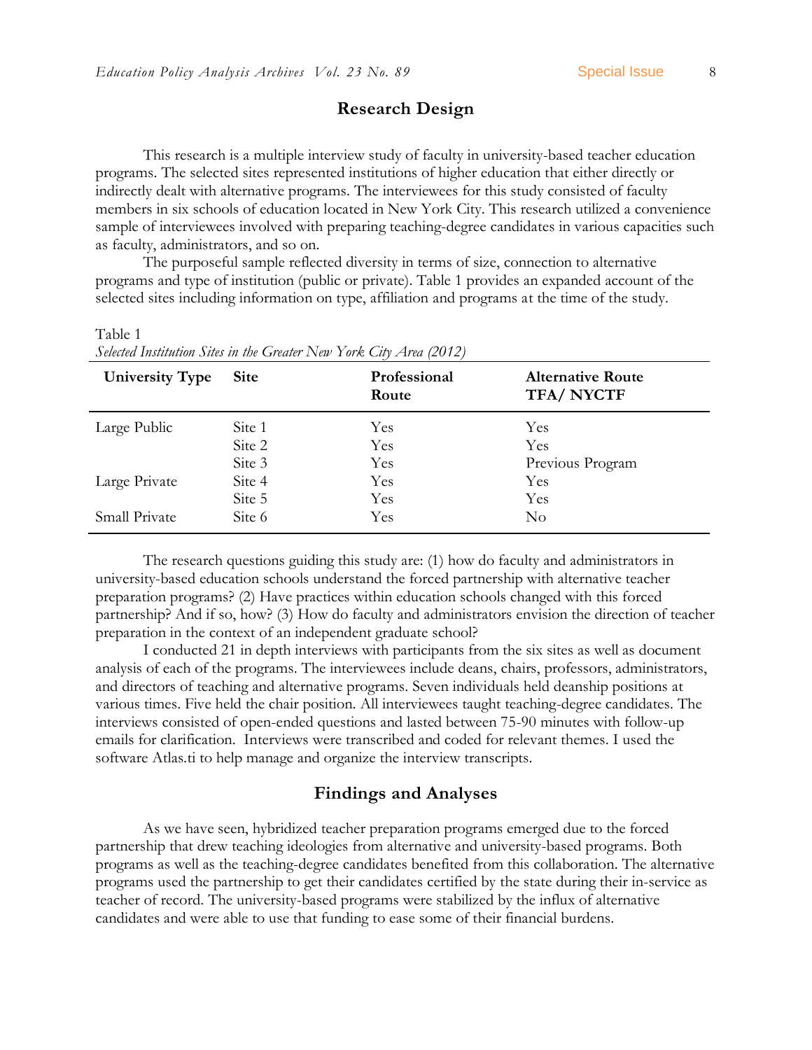## Research Design

This research is a multiple interview study of faculty in university-based teacher education programs. The selected sites represented institutions of higher education that either directly or indirectly dealt with alternative programs. The interviewees for this study consisted of faculty members in six schools of education located in New York City. This research utilized a convenience sample of interviewees involved with preparing teaching-degree candidates in various capacities such as faculty, administrators, and so on.

The purposeful sample reflected diversity in terms of size, connection to alternative programs and type of institution (public or private). Table 1 provides an expanded account of the selected sites including information on type, affiliation and programs at the time of the study.

Table 1
*Selected Institution Sites in the Greater New York City Area (2012)*

| University Type | Site | Professional Route | Alternative Route TFA/ NYCTF |
|---|---|---|---|
| Large Public | Site 1 | Yes | Yes |
| | Site 2 | Yes | Yes |
| | Site 3 | Yes | Previous Program |
| Large Private | Site 4 | Yes | Yes |
| | Site 5 | Yes | Yes |
| Small Private | Site 6 | Yes | No |

The research questions guiding this study are: (1) how do faculty and administrators in university-based education schools understand the forced partnership with alternative teacher preparation programs? (2) Have practices within education schools changed with this forced partnership? And if so, how? (3) How do faculty and administrators envision the direction of teacher preparation in the context of an independent graduate school?

I conducted 21 in depth interviews with participants from the six sites as well as document analysis of each of the programs. The interviewees include deans, chairs, professors, administrators, and directors of teaching and alternative programs. Seven individuals held deanship positions at various times. Five held the chair position. All interviewees taught teaching-degree candidates. The interviews consisted of open-ended questions and lasted between 75-90 minutes with follow-up emails for clarification. Interviews were transcribed and coded for relevant themes. I used the software Atlas.ti to help manage and organize the interview transcripts.

## Findings and Analyses

As we have seen, hybridized teacher preparation programs emerged due to the forced partnership that drew teaching ideologies from alternative and university-based programs. Both programs as well as the teaching-degree candidates benefited from this collaboration. The alternative programs used the partnership to get their candidates certified by the state during their in-service as teacher of record. The university-based programs were stabilized by the influx of alternative candidates and were able to use that funding to ease some of their financial burdens.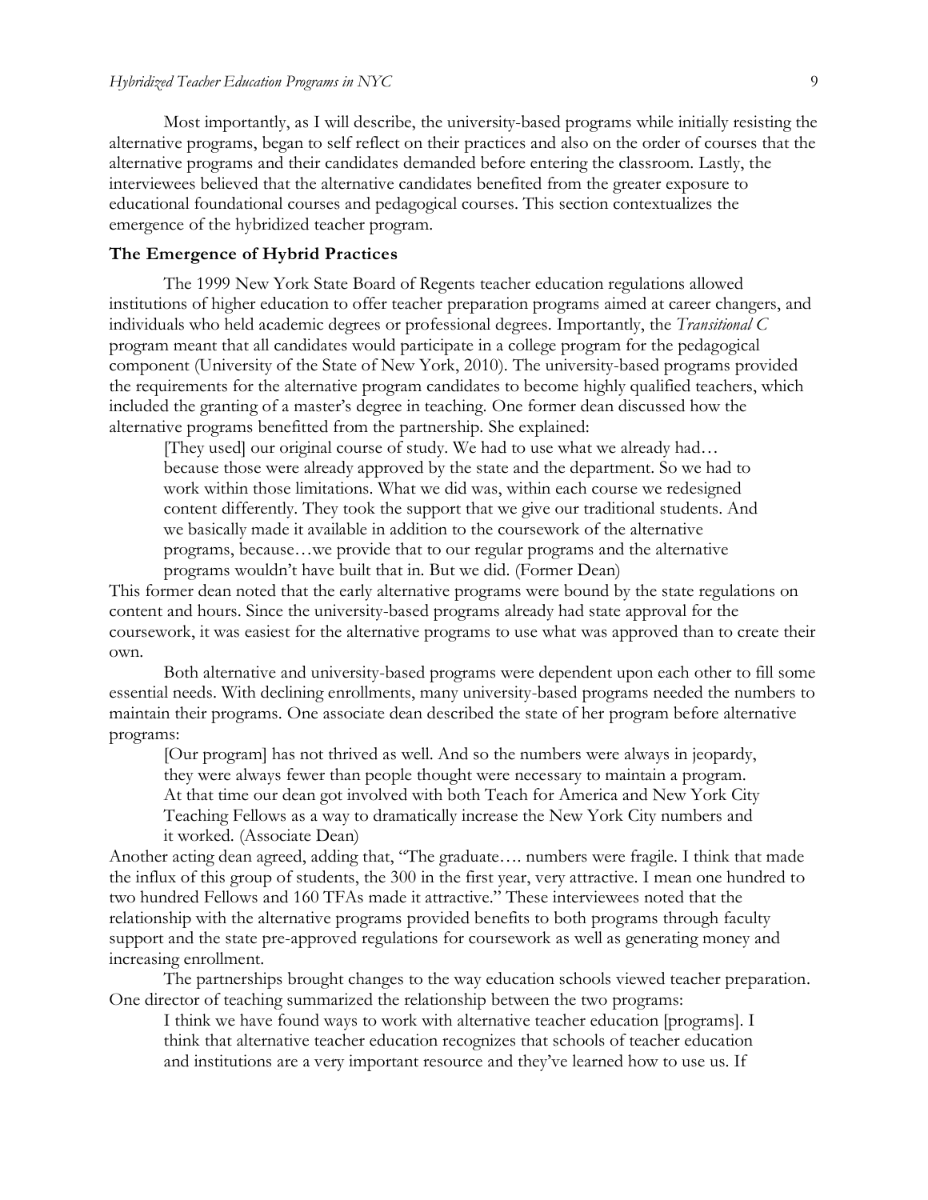Most importantly, as I will describe, the university-based programs while initially resisting the alternative programs, began to self reflect on their practices and also on the order of courses that the alternative programs and their candidates demanded before entering the classroom. Lastly, the interviewees believed that the alternative candidates benefited from the greater exposure to educational foundational courses and pedagogical courses. This section contextualizes the emergence of the hybridized teacher program.

### The Emergence of Hybrid Practices

The 1999 New York State Board of Regents teacher education regulations allowed institutions of higher education to offer teacher preparation programs aimed at career changers, and individuals who held academic degrees or professional degrees. Importantly, the *Transitional C* program meant that all candidates would participate in a college program for the pedagogical component (University of the State of New York, 2010). The university-based programs provided the requirements for the alternative program candidates to become highly qualified teachers, which included the granting of a master's degree in teaching. One former dean discussed how the alternative programs benefitted from the partnership. She explained:

> [They used] our original course of study. We had to use what we already had… because those were already approved by the state and the department. So we had to work within those limitations. What we did was, within each course we redesigned content differently. They took the support that we give our traditional students. And we basically made it available in addition to the coursework of the alternative programs, because…we provide that to our regular programs and the alternative programs wouldn't have built that in. But we did. (Former Dean)

This former dean noted that the early alternative programs were bound by the state regulations on content and hours. Since the university-based programs already had state approval for the coursework, it was easiest for the alternative programs to use what was approved than to create their own.

Both alternative and university-based programs were dependent upon each other to fill some essential needs. With declining enrollments, many university-based programs needed the numbers to maintain their programs. One associate dean described the state of her program before alternative programs:

> [Our program] has not thrived as well. And so the numbers were always in jeopardy, they were always fewer than people thought were necessary to maintain a program. At that time our dean got involved with both Teach for America and New York City Teaching Fellows as a way to dramatically increase the New York City numbers and it worked. (Associate Dean)

Another acting dean agreed, adding that, "The graduate…. numbers were fragile. I think that made the influx of this group of students, the 300 in the first year, very attractive. I mean one hundred to two hundred Fellows and 160 TFAs made it attractive." These interviewees noted that the relationship with the alternative programs provided benefits to both programs through faculty support and the state pre-approved regulations for coursework as well as generating money and increasing enrollment.

The partnerships brought changes to the way education schools viewed teacher preparation. One director of teaching summarized the relationship between the two programs:

> I think we have found ways to work with alternative teacher education [programs]. I think that alternative teacher education recognizes that schools of teacher education and institutions are a very important resource and they've learned how to use us. If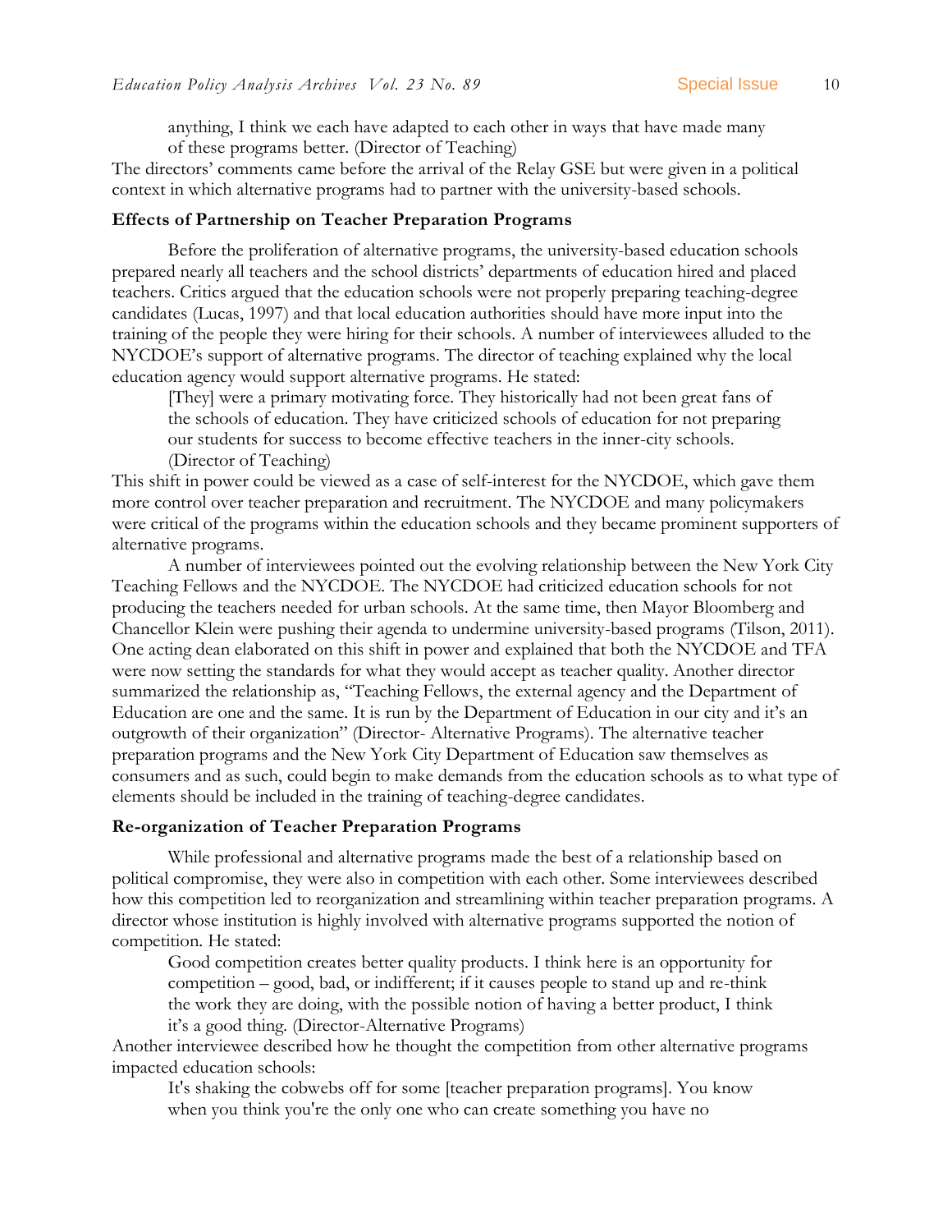> anything, I think we each have adapted to each other in ways that have made many of these programs better. (Director of Teaching)

The directors' comments came before the arrival of the Relay GSE but were given in a political context in which alternative programs had to partner with the university-based schools.

### Effects of Partnership on Teacher Preparation Programs

Before the proliferation of alternative programs, the university-based education schools prepared nearly all teachers and the school districts' departments of education hired and placed teachers. Critics argued that the education schools were not properly preparing teaching-degree candidates (Lucas, 1997) and that local education authorities should have more input into the training of the people they were hiring for their schools. A number of interviewees alluded to the NYCDOE's support of alternative programs. The director of teaching explained why the local education agency would support alternative programs. He stated:

> [They] were a primary motivating force. They historically had not been great fans of the schools of education. They have criticized schools of education for not preparing our students for success to become effective teachers in the inner-city schools. (Director of Teaching)

This shift in power could be viewed as a case of self-interest for the NYCDOE, which gave them more control over teacher preparation and recruitment. The NYCDOE and many policymakers were critical of the programs within the education schools and they became prominent supporters of alternative programs.

A number of interviewees pointed out the evolving relationship between the New York City Teaching Fellows and the NYCDOE. The NYCDOE had criticized education schools for not producing the teachers needed for urban schools. At the same time, then Mayor Bloomberg and Chancellor Klein were pushing their agenda to undermine university-based programs (Tilson, 2011). One acting dean elaborated on this shift in power and explained that both the NYCDOE and TFA were now setting the standards for what they would accept as teacher quality. Another director summarized the relationship as, "Teaching Fellows, the external agency and the Department of Education are one and the same. It is run by the Department of Education in our city and it's an outgrowth of their organization" (Director- Alternative Programs). The alternative teacher preparation programs and the New York City Department of Education saw themselves as consumers and as such, could begin to make demands from the education schools as to what type of elements should be included in the training of teaching-degree candidates.

### Re-organization of Teacher Preparation Programs

While professional and alternative programs made the best of a relationship based on political compromise, they were also in competition with each other. Some interviewees described how this competition led to reorganization and streamlining within teacher preparation programs. A director whose institution is highly involved with alternative programs supported the notion of competition. He stated:

> Good competition creates better quality products. I think here is an opportunity for competition – good, bad, or indifferent; if it causes people to stand up and re-think the work they are doing, with the possible notion of having a better product, I think it's a good thing. (Director-Alternative Programs)

Another interviewee described how he thought the competition from other alternative programs impacted education schools:

> It's shaking the cobwebs off for some [teacher preparation programs]. You know when you think you're the only one who can create something you have no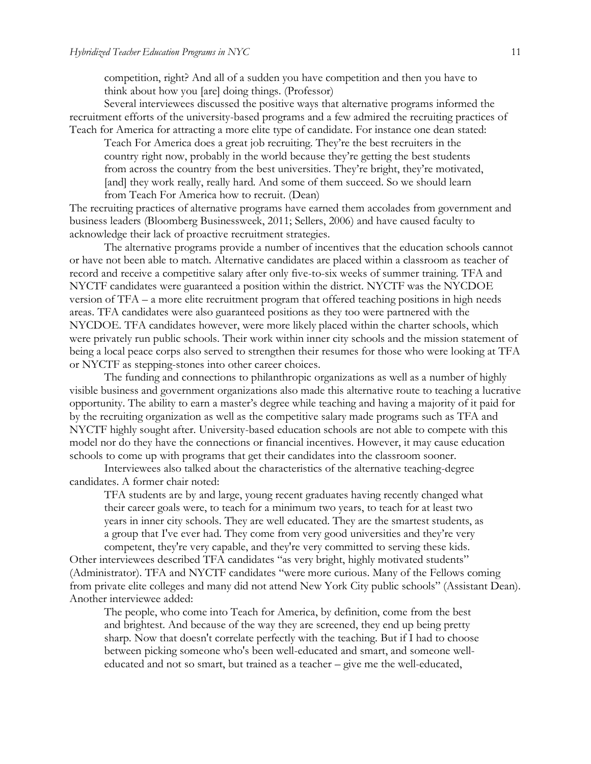> competition, right? And all of a sudden you have competition and then you have to think about how you [are] doing things. (Professor)

Several interviewees discussed the positive ways that alternative programs informed the recruitment efforts of the university-based programs and a few admired the recruiting practices of Teach for America for attracting a more elite type of candidate. For instance one dean stated:

> Teach For America does a great job recruiting. They're the best recruiters in the country right now, probably in the world because they're getting the best students from across the country from the best universities. They're bright, they're motivated, [and] they work really, really hard. And some of them succeed. So we should learn from Teach For America how to recruit. (Dean)

The recruiting practices of alternative programs have earned them accolades from government and business leaders (Bloomberg Businessweek, 2011; Sellers, 2006) and have caused faculty to acknowledge their lack of proactive recruitment strategies.

The alternative programs provide a number of incentives that the education schools cannot or have not been able to match. Alternative candidates are placed within a classroom as teacher of record and receive a competitive salary after only five-to-six weeks of summer training. TFA and NYCTF candidates were guaranteed a position within the district. NYCTF was the NYCDOE version of TFA – a more elite recruitment program that offered teaching positions in high needs areas. TFA candidates were also guaranteed positions as they too were partnered with the NYCDOE. TFA candidates however, were more likely placed within the charter schools, which were privately run public schools. Their work within inner city schools and the mission statement of being a local peace corps also served to strengthen their resumes for those who were looking at TFA or NYCTF as stepping-stones into other career choices.

The funding and connections to philanthropic organizations as well as a number of highly visible business and government organizations also made this alternative route to teaching a lucrative opportunity. The ability to earn a master's degree while teaching and having a majority of it paid for by the recruiting organization as well as the competitive salary made programs such as TFA and NYCTF highly sought after. University-based education schools are not able to compete with this model nor do they have the connections or financial incentives. However, it may cause education schools to come up with programs that get their candidates into the classroom sooner.

Interviewees also talked about the characteristics of the alternative teaching-degree candidates. A former chair noted:

> TFA students are by and large, young recent graduates having recently changed what their career goals were, to teach for a minimum two years, to teach for at least two years in inner city schools. They are well educated. They are the smartest students, as a group that I've ever had. They come from very good universities and they're very competent, they're very capable, and they're very committed to serving these kids.

Other interviewees described TFA candidates "as very bright, highly motivated students" (Administrator). TFA and NYCTF candidates "were more curious. Many of the Fellows coming from private elite colleges and many did not attend New York City public schools" (Assistant Dean). Another interviewee added:

> The people, who come into Teach for America, by definition, come from the best and brightest. And because of the way they are screened, they end up being pretty sharp. Now that doesn't correlate perfectly with the teaching. But if I had to choose between picking someone who's been well-educated and smart, and someone well-educated and not so smart, but trained as a teacher – give me the well-educated,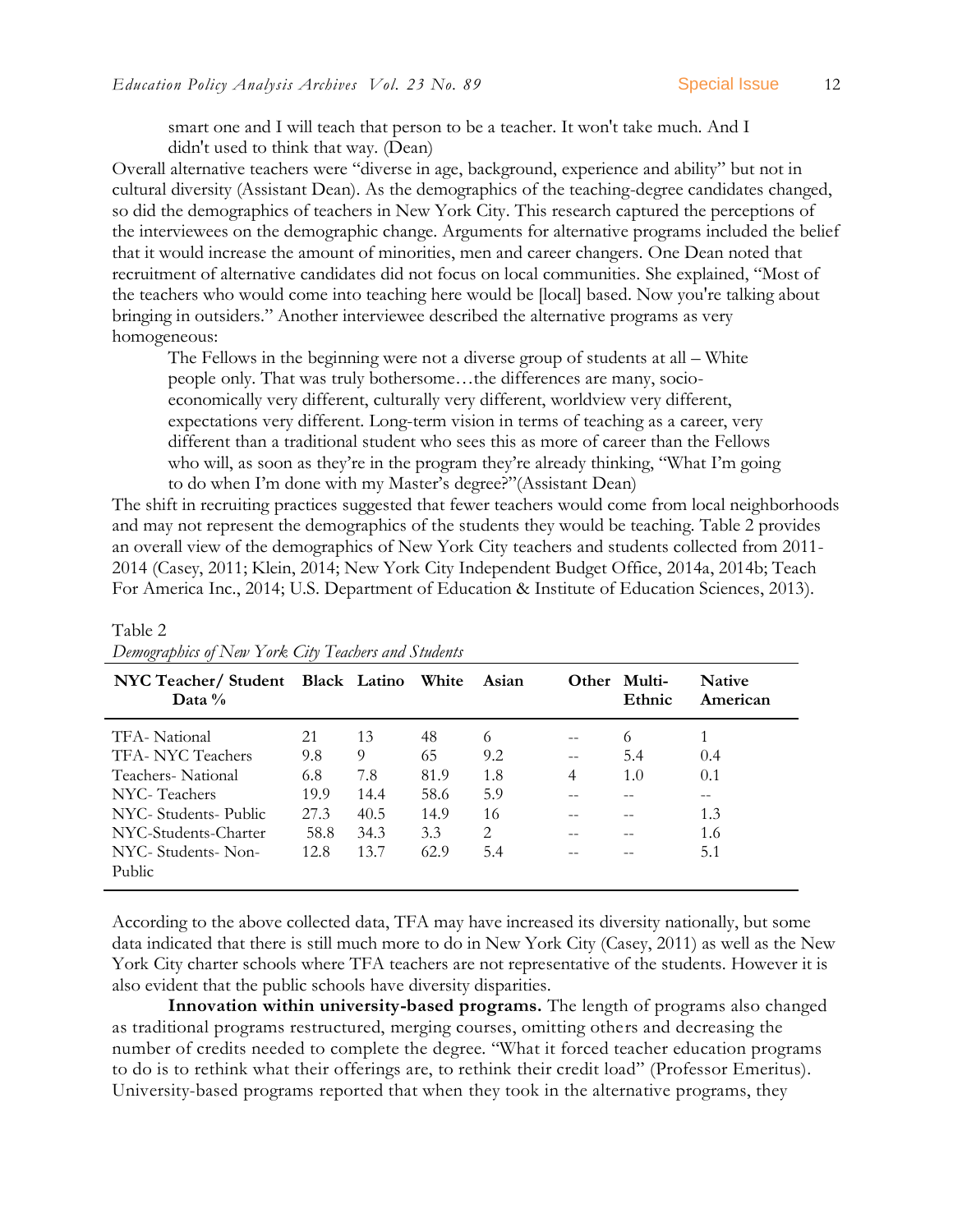smart one and I will teach that person to be a teacher. It won't take much. And I didn't used to think that way. (Dean)

Overall alternative teachers were "diverse in age, background, experience and ability" but not in cultural diversity (Assistant Dean). As the demographics of the teaching-degree candidates changed, so did the demographics of teachers in New York City. This research captured the perceptions of the interviewees on the demographic change. Arguments for alternative programs included the belief that it would increase the amount of minorities, men and career changers. One Dean noted that recruitment of alternative candidates did not focus on local communities. She explained, "Most of the teachers who would come into teaching here would be [local] based. Now you're talking about bringing in outsiders." Another interviewee described the alternative programs as very homogeneous:

> The Fellows in the beginning were not a diverse group of students at all – White people only. That was truly bothersome…the differences are many, socio-economically very different, culturally very different, worldview very different, expectations very different. Long-term vision in terms of teaching as a career, very different than a traditional student who sees this as more of career than the Fellows who will, as soon as they're in the program they're already thinking, "What I'm going to do when I'm done with my Master's degree?"(Assistant Dean)

The shift in recruiting practices suggested that fewer teachers would come from local neighborhoods and may not represent the demographics of the students they would be teaching. Table 2 provides an overall view of the demographics of New York City teachers and students collected from 2011-2014 (Casey, 2011; Klein, 2014; New York City Independent Budget Office, 2014a, 2014b; Teach For America Inc., 2014; U.S. Department of Education & Institute of Education Sciences, 2013).

Table 2
*Demographics of New York City Teachers and Students*

| NYC Teacher/ Student Data % | Black | Latino | White | Asian | Other | Multi-Ethnic | Native American |
|---|---|---|---|---|---|---|---|
| TFA- National | 21 | 13 | 48 | 6 | -- | 6 | 1 |
| TFA- NYC Teachers | 9.8 | 9 | 65 | 9.2 | -- | 5.4 | 0.4 |
| Teachers- National | 6.8 | 7.8 | 81.9 | 1.8 | 4 | 1.0 | 0.1 |
| NYC- Teachers | 19.9 | 14.4 | 58.6 | 5.9 | -- | -- | -- |
| NYC- Students- Public | 27.3 | 40.5 | 14.9 | 16 | -- | -- | 1.3 |
| NYC-Students-Charter | 58.8 | 34.3 | 3.3 | 2 | -- | -- | 1.6 |
| NYC- Students- Non-Public | 12.8 | 13.7 | 62.9 | 5.4 | -- | -- | 5.1 |

According to the above collected data, TFA may have increased its diversity nationally, but some data indicated that there is still much more to do in New York City (Casey, 2011) as well as the New York City charter schools where TFA teachers are not representative of the students. However it is also evident that the public schools have diversity disparities.

**Innovation within university-based programs.** The length of programs also changed as traditional programs restructured, merging courses, omitting others and decreasing the number of credits needed to complete the degree. "What it forced teacher education programs to do is to rethink what their offerings are, to rethink their credit load" (Professor Emeritus). University-based programs reported that when they took in the alternative programs, they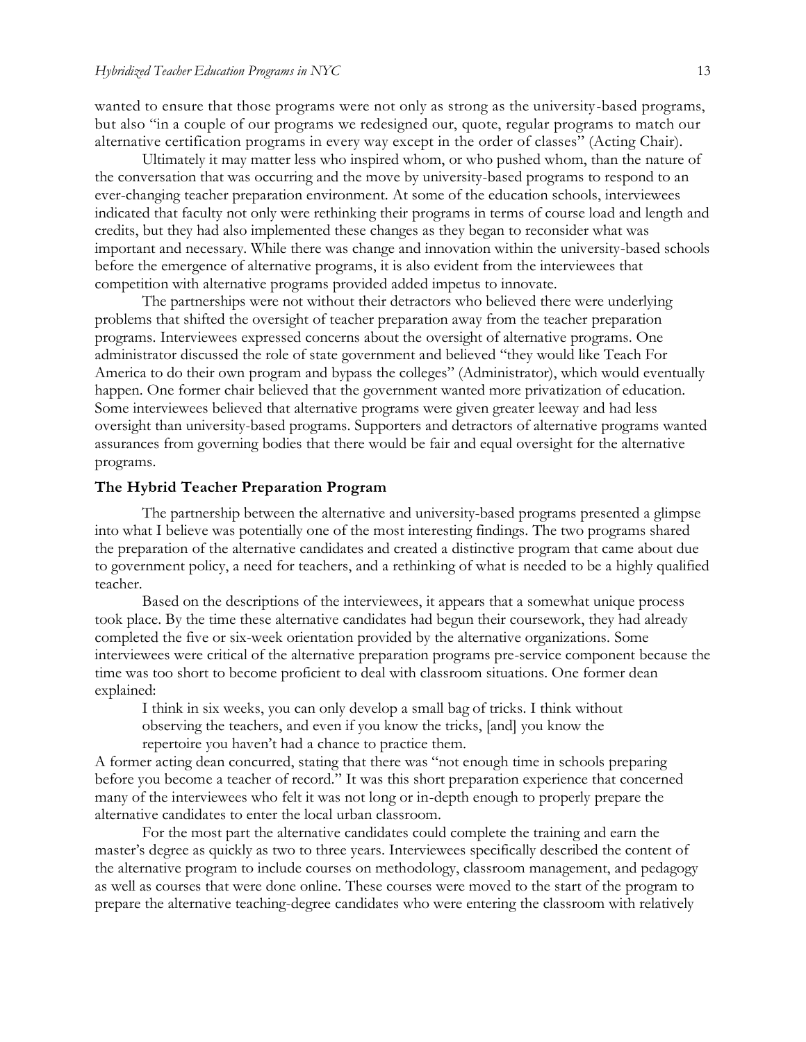wanted to ensure that those programs were not only as strong as the university-based programs, but also "in a couple of our programs we redesigned our, quote, regular programs to match our alternative certification programs in every way except in the order of classes" (Acting Chair).

Ultimately it may matter less who inspired whom, or who pushed whom, than the nature of the conversation that was occurring and the move by university-based programs to respond to an ever-changing teacher preparation environment. At some of the education schools, interviewees indicated that faculty not only were rethinking their programs in terms of course load and length and credits, but they had also implemented these changes as they began to reconsider what was important and necessary. While there was change and innovation within the university-based schools before the emergence of alternative programs, it is also evident from the interviewees that competition with alternative programs provided added impetus to innovate.

The partnerships were not without their detractors who believed there were underlying problems that shifted the oversight of teacher preparation away from the teacher preparation programs. Interviewees expressed concerns about the oversight of alternative programs. One administrator discussed the role of state government and believed "they would like Teach For America to do their own program and bypass the colleges" (Administrator), which would eventually happen. One former chair believed that the government wanted more privatization of education. Some interviewees believed that alternative programs were given greater leeway and had less oversight than university-based programs. Supporters and detractors of alternative programs wanted assurances from governing bodies that there would be fair and equal oversight for the alternative programs.

### The Hybrid Teacher Preparation Program

The partnership between the alternative and university-based programs presented a glimpse into what I believe was potentially one of the most interesting findings. The two programs shared the preparation of the alternative candidates and created a distinctive program that came about due to government policy, a need for teachers, and a rethinking of what is needed to be a highly qualified teacher.

Based on the descriptions of the interviewees, it appears that a somewhat unique process took place. By the time these alternative candidates had begun their coursework, they had already completed the five or six-week orientation provided by the alternative organizations. Some interviewees were critical of the alternative preparation programs pre-service component because the time was too short to become proficient to deal with classroom situations. One former dean explained:

> I think in six weeks, you can only develop a small bag of tricks. I think without observing the teachers, and even if you know the tricks, [and] you know the repertoire you haven't had a chance to practice them.

A former acting dean concurred, stating that there was "not enough time in schools preparing before you become a teacher of record." It was this short preparation experience that concerned many of the interviewees who felt it was not long or in-depth enough to properly prepare the alternative candidates to enter the local urban classroom.

For the most part the alternative candidates could complete the training and earn the master's degree as quickly as two to three years. Interviewees specifically described the content of the alternative program to include courses on methodology, classroom management, and pedagogy as well as courses that were done online. These courses were moved to the start of the program to prepare the alternative teaching-degree candidates who were entering the classroom with relatively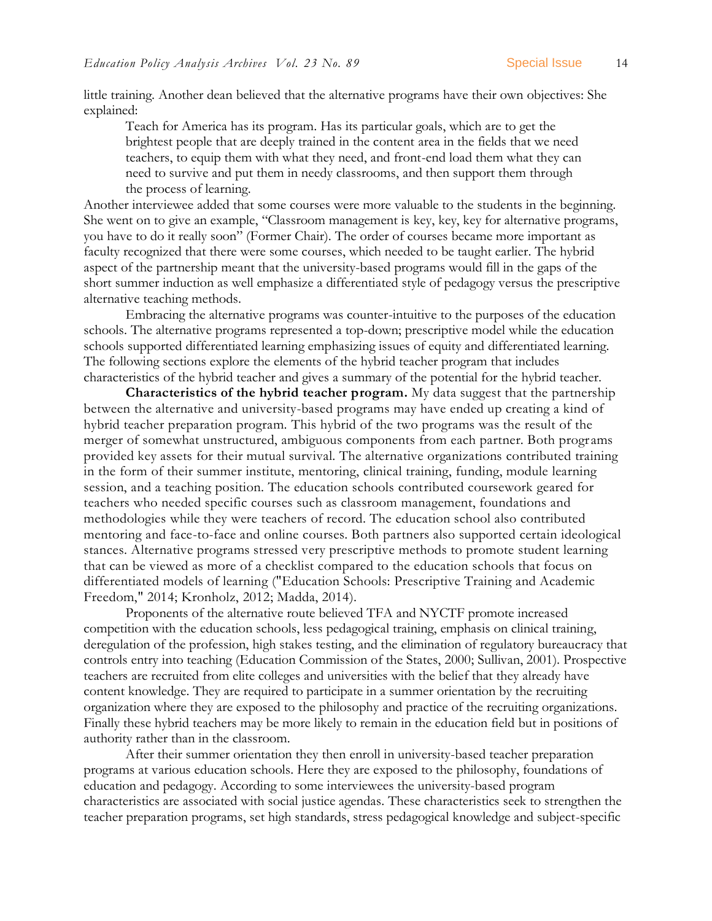little training. Another dean believed that the alternative programs have their own objectives: She explained:

> Teach for America has its program. Has its particular goals, which are to get the brightest people that are deeply trained in the content area in the fields that we need teachers, to equip them with what they need, and front-end load them what they can need to survive and put them in needy classrooms, and then support them through the process of learning.

Another interviewee added that some courses were more valuable to the students in the beginning. She went on to give an example, "Classroom management is key, key, key for alternative programs, you have to do it really soon" (Former Chair). The order of courses became more important as faculty recognized that there were some courses, which needed to be taught earlier. The hybrid aspect of the partnership meant that the university-based programs would fill in the gaps of the short summer induction as well emphasize a differentiated style of pedagogy versus the prescriptive alternative teaching methods.

Embracing the alternative programs was counter-intuitive to the purposes of the education schools. The alternative programs represented a top-down; prescriptive model while the education schools supported differentiated learning emphasizing issues of equity and differentiated learning. The following sections explore the elements of the hybrid teacher program that includes characteristics of the hybrid teacher and gives a summary of the potential for the hybrid teacher.

**Characteristics of the hybrid teacher program.** My data suggest that the partnership between the alternative and university-based programs may have ended up creating a kind of hybrid teacher preparation program. This hybrid of the two programs was the result of the merger of somewhat unstructured, ambiguous components from each partner. Both programs provided key assets for their mutual survival. The alternative organizations contributed training in the form of their summer institute, mentoring, clinical training, funding, module learning session, and a teaching position. The education schools contributed coursework geared for teachers who needed specific courses such as classroom management, foundations and methodologies while they were teachers of record. The education school also contributed mentoring and face-to-face and online courses. Both partners also supported certain ideological stances. Alternative programs stressed very prescriptive methods to promote student learning that can be viewed as more of a checklist compared to the education schools that focus on differentiated models of learning ("Education Schools: Prescriptive Training and Academic Freedom," 2014; Kronholz, 2012; Madda, 2014).

Proponents of the alternative route believed TFA and NYCTF promote increased competition with the education schools, less pedagogical training, emphasis on clinical training, deregulation of the profession, high stakes testing, and the elimination of regulatory bureaucracy that controls entry into teaching (Education Commission of the States, 2000; Sullivan, 2001). Prospective teachers are recruited from elite colleges and universities with the belief that they already have content knowledge. They are required to participate in a summer orientation by the recruiting organization where they are exposed to the philosophy and practice of the recruiting organizations. Finally these hybrid teachers may be more likely to remain in the education field but in positions of authority rather than in the classroom.

After their summer orientation they then enroll in university-based teacher preparation programs at various education schools. Here they are exposed to the philosophy, foundations of education and pedagogy. According to some interviewees the university-based program characteristics are associated with social justice agendas. These characteristics seek to strengthen the teacher preparation programs, set high standards, stress pedagogical knowledge and subject-specific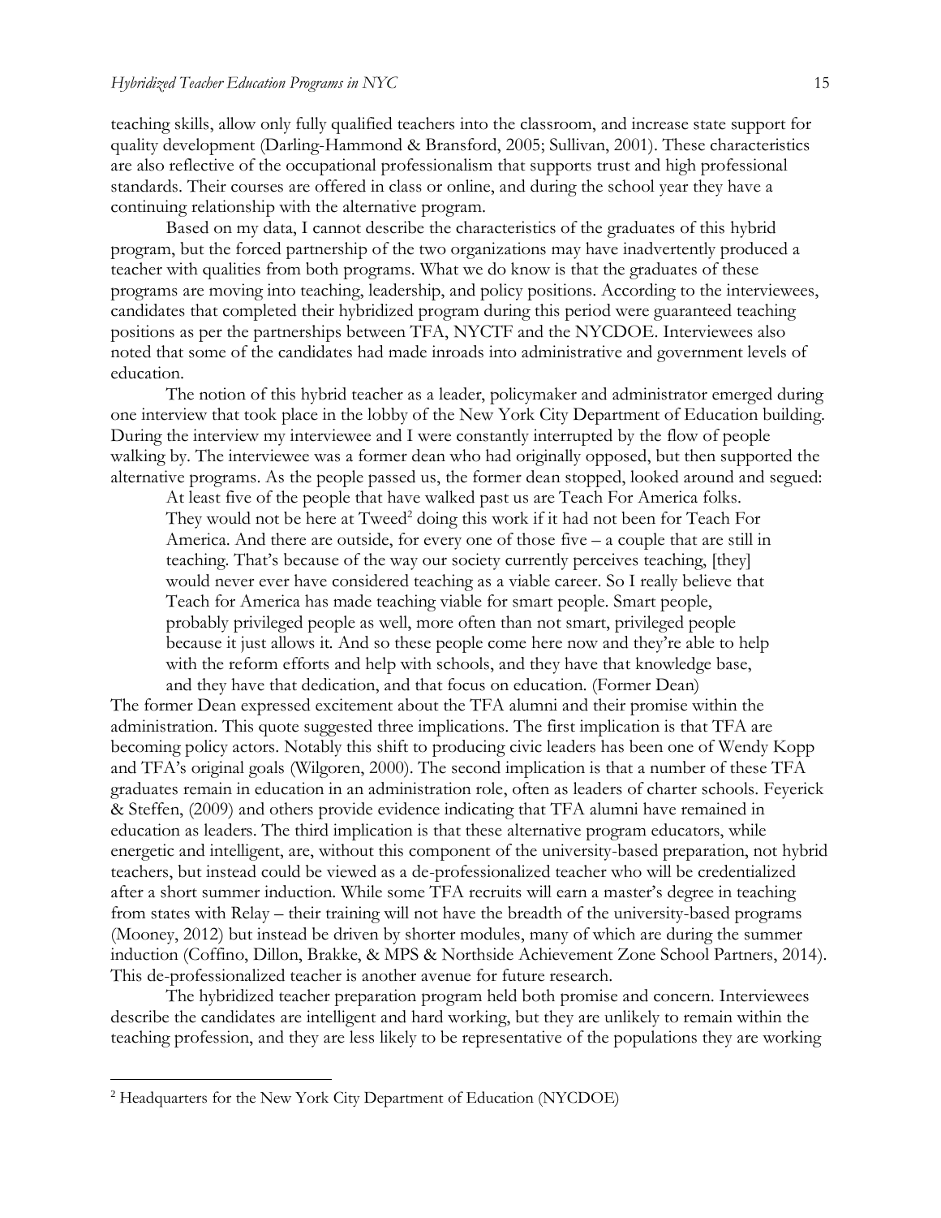teaching skills, allow only fully qualified teachers into the classroom, and increase state support for quality development (Darling-Hammond & Bransford, 2005; Sullivan, 2001). These characteristics are also reflective of the occupational professionalism that supports trust and high professional standards. Their courses are offered in class or online, and during the school year they have a continuing relationship with the alternative program.

Based on my data, I cannot describe the characteristics of the graduates of this hybrid program, but the forced partnership of the two organizations may have inadvertently produced a teacher with qualities from both programs. What we do know is that the graduates of these programs are moving into teaching, leadership, and policy positions. According to the interviewees, candidates that completed their hybridized program during this period were guaranteed teaching positions as per the partnerships between TFA, NYCTF and the NYCDOE. Interviewees also noted that some of the candidates had made inroads into administrative and government levels of education.

The notion of this hybrid teacher as a leader, policymaker and administrator emerged during one interview that took place in the lobby of the New York City Department of Education building. During the interview my interviewee and I were constantly interrupted by the flow of people walking by. The interviewee was a former dean who had originally opposed, but then supported the alternative programs. As the people passed us, the former dean stopped, looked around and segued:

> At least five of the people that have walked past us are Teach For America folks. They would not be here at Tweed[2] doing this work if it had not been for Teach For America. And there are outside, for every one of those five – a couple that are still in teaching. That's because of the way our society currently perceives teaching, [they] would never ever have considered teaching as a viable career. So I really believe that Teach for America has made teaching viable for smart people. Smart people, probably privileged people as well, more often than not smart, privileged people because it just allows it. And so these people come here now and they're able to help with the reform efforts and help with schools, and they have that knowledge base, and they have that dedication, and that focus on education. (Former Dean)

The former Dean expressed excitement about the TFA alumni and their promise within the administration. This quote suggested three implications. The first implication is that TFA are becoming policy actors. Notably this shift to producing civic leaders has been one of Wendy Kopp and TFA's original goals (Wilgoren, 2000). The second implication is that a number of these TFA graduates remain in education in an administration role, often as leaders of charter schools. Feyerick & Steffen, (2009) and others provide evidence indicating that TFA alumni have remained in education as leaders. The third implication is that these alternative program educators, while energetic and intelligent, are, without this component of the university-based preparation, not hybrid teachers, but instead could be viewed as a de-professionalized teacher who will be credentialized after a short summer induction. While some TFA recruits will earn a master's degree in teaching from states with Relay – their training will not have the breadth of the university-based programs (Mooney, 2012) but instead be driven by shorter modules, many of which are during the summer induction (Coffino, Dillon, Brakke, & MPS & Northside Achievement Zone School Partners, 2014). This de-professionalized teacher is another avenue for future research.

The hybridized teacher preparation program held both promise and concern. Interviewees describe the candidates are intelligent and hard working, but they are unlikely to remain within the teaching profession, and they are less likely to be representative of the populations they are working

[2] Headquarters for the New York City Department of Education (NYCDOE)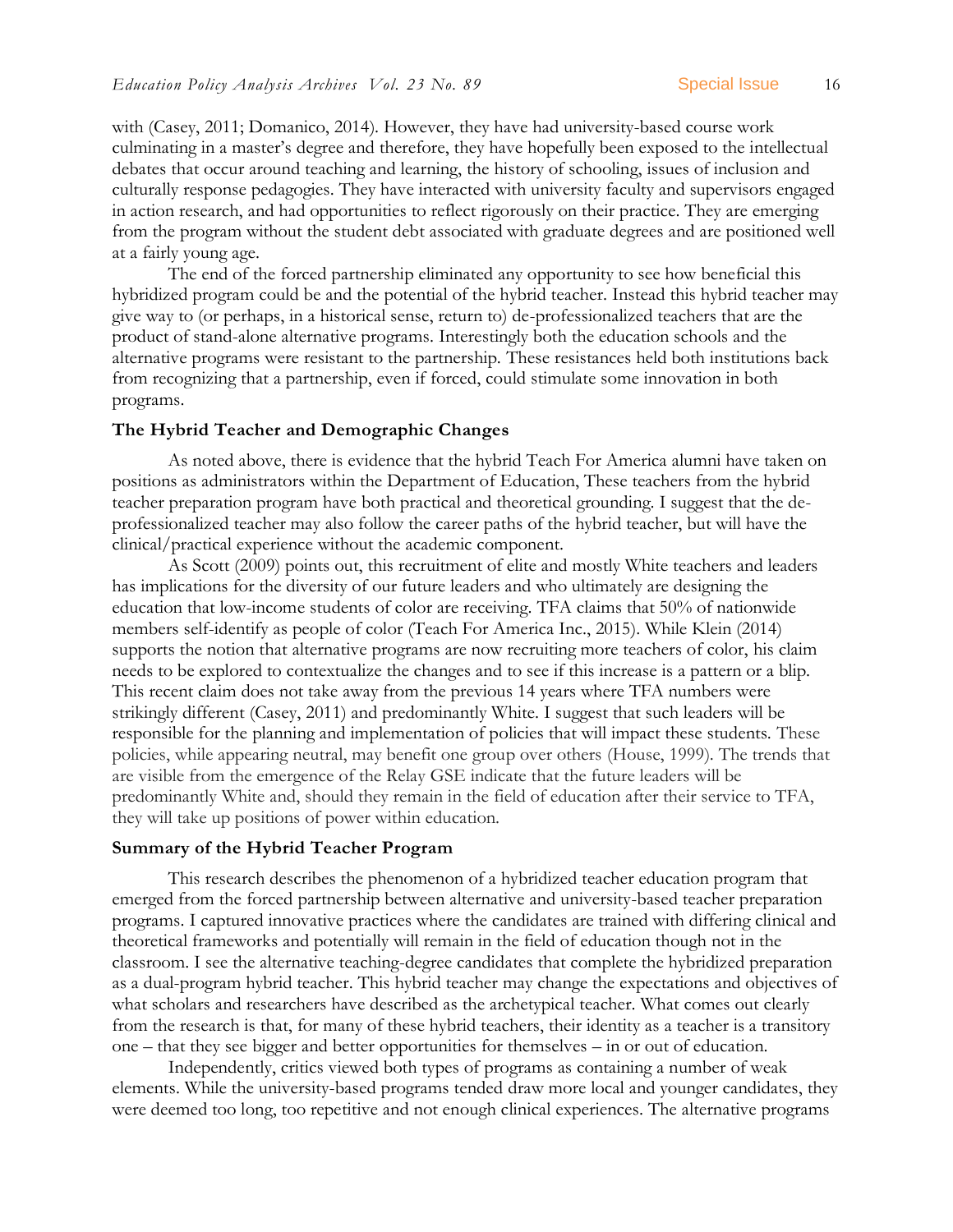with (Casey, 2011; Domanico, 2014). However, they have had university-based course work culminating in a master's degree and therefore, they have hopefully been exposed to the intellectual debates that occur around teaching and learning, the history of schooling, issues of inclusion and culturally response pedagogies. They have interacted with university faculty and supervisors engaged in action research, and had opportunities to reflect rigorously on their practice. They are emerging from the program without the student debt associated with graduate degrees and are positioned well at a fairly young age.

The end of the forced partnership eliminated any opportunity to see how beneficial this hybridized program could be and the potential of the hybrid teacher. Instead this hybrid teacher may give way to (or perhaps, in a historical sense, return to) de-professionalized teachers that are the product of stand-alone alternative programs. Interestingly both the education schools and the alternative programs were resistant to the partnership. These resistances held both institutions back from recognizing that a partnership, even if forced, could stimulate some innovation in both programs.

**The Hybrid Teacher and Demographic Changes**

As noted above, there is evidence that the hybrid Teach For America alumni have taken on positions as administrators within the Department of Education, These teachers from the hybrid teacher preparation program have both practical and theoretical grounding. I suggest that the de-professionalized teacher may also follow the career paths of the hybrid teacher, but will have the clinical/practical experience without the academic component.

As Scott (2009) points out, this recruitment of elite and mostly White teachers and leaders has implications for the diversity of our future leaders and who ultimately are designing the education that low-income students of color are receiving. TFA claims that 50% of nationwide members self-identify as people of color (Teach For America Inc., 2015). While Klein (2014) supports the notion that alternative programs are now recruiting more teachers of color, his claim needs to be explored to contextualize the changes and to see if this increase is a pattern or a blip. This recent claim does not take away from the previous 14 years where TFA numbers were strikingly different (Casey, 2011) and predominantly White. I suggest that such leaders will be responsible for the planning and implementation of policies that will impact these students. These policies, while appearing neutral, may benefit one group over others (House, 1999). The trends that are visible from the emergence of the Relay GSE indicate that the future leaders will be predominantly White and, should they remain in the field of education after their service to TFA, they will take up positions of power within education.

**Summary of the Hybrid Teacher Program**

This research describes the phenomenon of a hybridized teacher education program that emerged from the forced partnership between alternative and university-based teacher preparation programs. I captured innovative practices where the candidates are trained with differing clinical and theoretical frameworks and potentially will remain in the field of education though not in the classroom. I see the alternative teaching-degree candidates that complete the hybridized preparation as a dual-program hybrid teacher. This hybrid teacher may change the expectations and objectives of what scholars and researchers have described as the archetypical teacher. What comes out clearly from the research is that, for many of these hybrid teachers, their identity as a teacher is a transitory one – that they see bigger and better opportunities for themselves – in or out of education.

Independently, critics viewed both types of programs as containing a number of weak elements. While the university-based programs tended draw more local and younger candidates, they were deemed too long, too repetitive and not enough clinical experiences. The alternative programs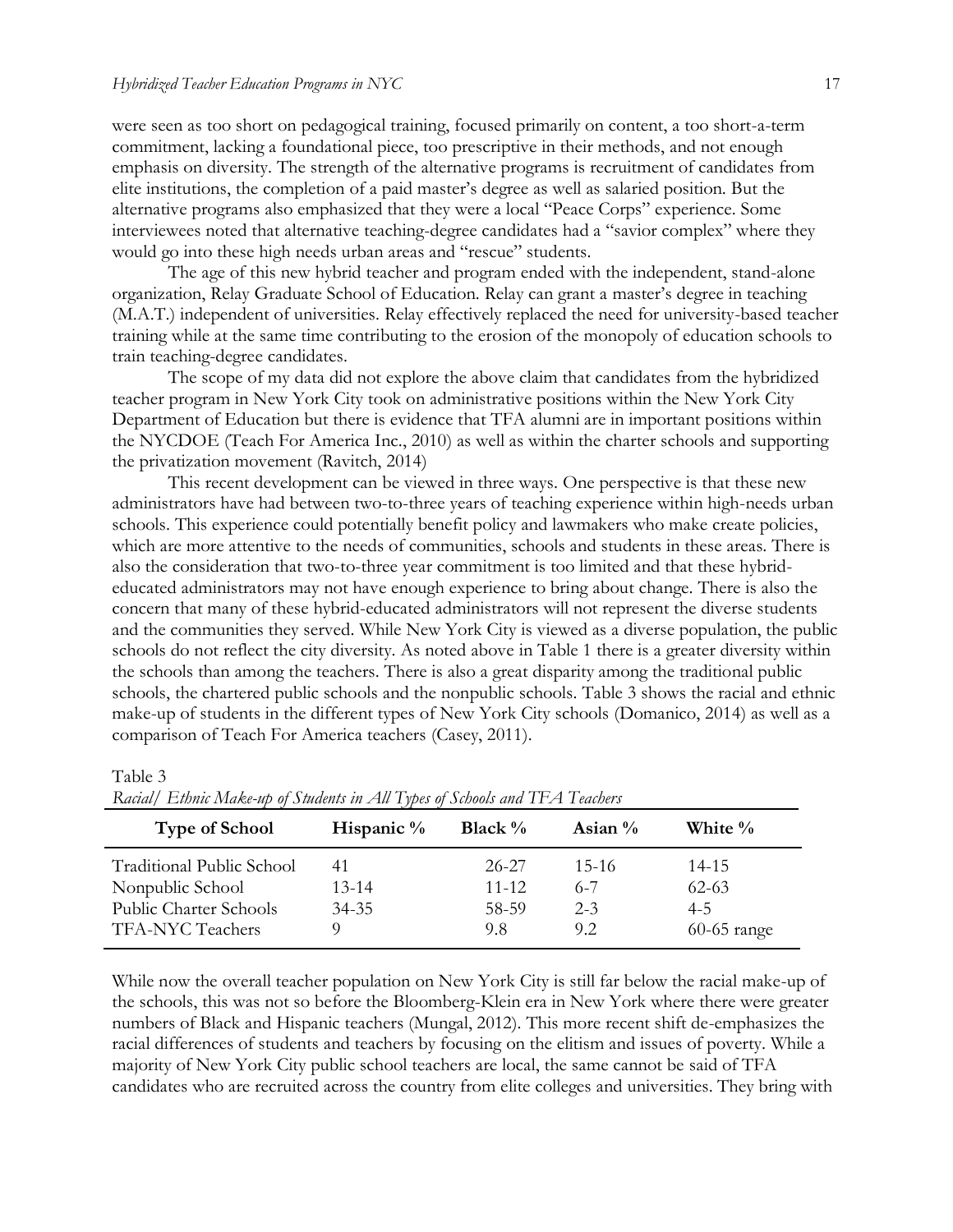were seen as too short on pedagogical training, focused primarily on content, a too short-a-term commitment, lacking a foundational piece, too prescriptive in their methods, and not enough emphasis on diversity. The strength of the alternative programs is recruitment of candidates from elite institutions, the completion of a paid master's degree as well as salaried position. But the alternative programs also emphasized that they were a local "Peace Corps" experience. Some interviewees noted that alternative teaching-degree candidates had a "savior complex" where they would go into these high needs urban areas and "rescue" students.

The age of this new hybrid teacher and program ended with the independent, stand-alone organization, Relay Graduate School of Education. Relay can grant a master's degree in teaching (M.A.T.) independent of universities. Relay effectively replaced the need for university-based teacher training while at the same time contributing to the erosion of the monopoly of education schools to train teaching-degree candidates.

The scope of my data did not explore the above claim that candidates from the hybridized teacher program in New York City took on administrative positions within the New York City Department of Education but there is evidence that TFA alumni are in important positions within the NYCDOE (Teach For America Inc., 2010) as well as within the charter schools and supporting the privatization movement (Ravitch, 2014)

This recent development can be viewed in three ways. One perspective is that these new administrators have had between two-to-three years of teaching experience within high-needs urban schools. This experience could potentially benefit policy and lawmakers who make create policies, which are more attentive to the needs of communities, schools and students in these areas. There is also the consideration that two-to-three year commitment is too limited and that these hybrid-educated administrators may not have enough experience to bring about change. There is also the concern that many of these hybrid-educated administrators will not represent the diverse students and the communities they served. While New York City is viewed as a diverse population, the public schools do not reflect the city diversity. As noted above in Table 1 there is a greater diversity within the schools than among the teachers. There is also a great disparity among the traditional public schools, the chartered public schools and the nonpublic schools. Table 3 shows the racial and ethnic make-up of students in the different types of New York City schools (Domanico, 2014) as well as a comparison of Teach For America teachers (Casey, 2011).

Table 3
*Racial/ Ethnic Make-up of Students in All Types of Schools and TFA Teachers*

| Type of School | Hispanic % | Black % | Asian % | White % |
|---|---|---|---|---|
| Traditional Public School | 41 | 26-27 | 15-16 | 14-15 |
| Nonpublic School | 13-14 | 11-12 | 6-7 | 62-63 |
| Public Charter Schools | 34-35 | 58-59 | 2-3 | 4-5 |
| TFA-NYC Teachers | 9 | 9.8 | 9.2 | 60-65 range |

While now the overall teacher population on New York City is still far below the racial make-up of the schools, this was not so before the Bloomberg-Klein era in New York where there were greater numbers of Black and Hispanic teachers (Mungal, 2012). This more recent shift de-emphasizes the racial differences of students and teachers by focusing on the elitism and issues of poverty. While a majority of New York City public school teachers are local, the same cannot be said of TFA candidates who are recruited across the country from elite colleges and universities. They bring with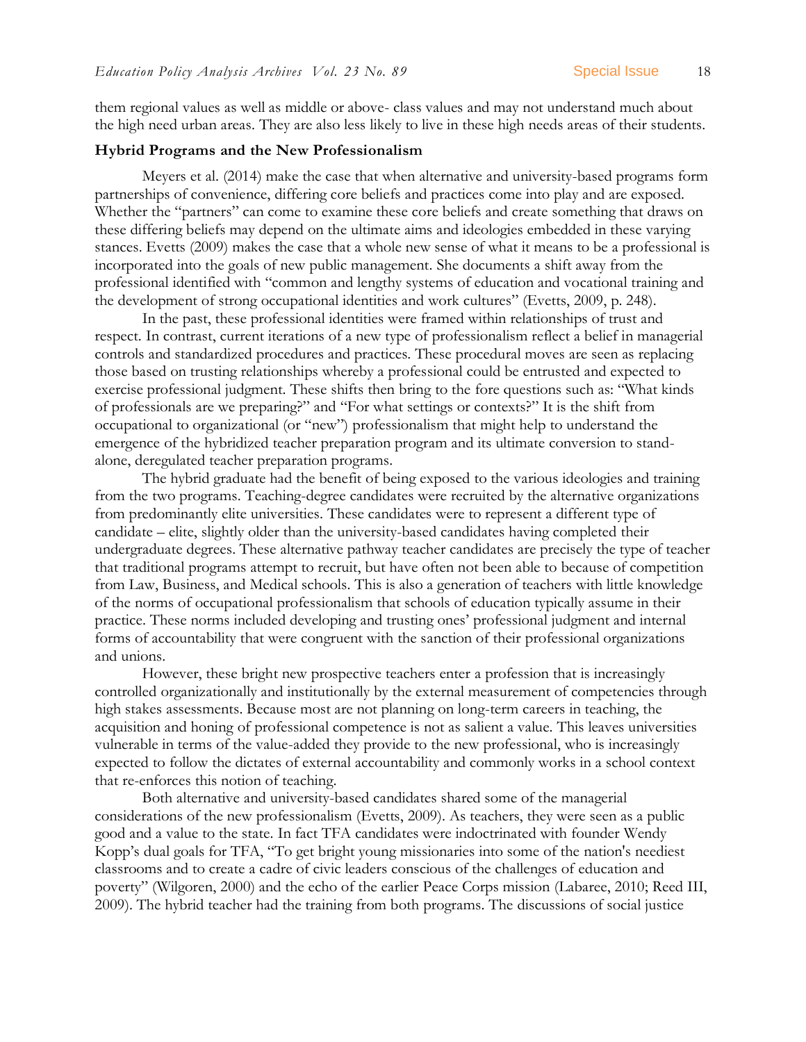them regional values as well as middle or above- class values and may not understand much about the high need urban areas. They are also less likely to live in these high needs areas of their students.

### Hybrid Programs and the New Professionalism

Meyers et al. (2014) make the case that when alternative and university-based programs form partnerships of convenience, differing core beliefs and practices come into play and are exposed. Whether the "partners" can come to examine these core beliefs and create something that draws on these differing beliefs may depend on the ultimate aims and ideologies embedded in these varying stances. Evetts (2009) makes the case that a whole new sense of what it means to be a professional is incorporated into the goals of new public management. She documents a shift away from the professional identified with "common and lengthy systems of education and vocational training and the development of strong occupational identities and work cultures" (Evetts, 2009, p. 248).

In the past, these professional identities were framed within relationships of trust and respect. In contrast, current iterations of a new type of professionalism reflect a belief in managerial controls and standardized procedures and practices. These procedural moves are seen as replacing those based on trusting relationships whereby a professional could be entrusted and expected to exercise professional judgment. These shifts then bring to the fore questions such as: "What kinds of professionals are we preparing?" and "For what settings or contexts?" It is the shift from occupational to organizational (or "new") professionalism that might help to understand the emergence of the hybridized teacher preparation program and its ultimate conversion to stand-alone, deregulated teacher preparation programs.

The hybrid graduate had the benefit of being exposed to the various ideologies and training from the two programs. Teaching-degree candidates were recruited by the alternative organizations from predominantly elite universities. These candidates were to represent a different type of candidate – elite, slightly older than the university-based candidates having completed their undergraduate degrees. These alternative pathway teacher candidates are precisely the type of teacher that traditional programs attempt to recruit, but have often not been able to because of competition from Law, Business, and Medical schools. This is also a generation of teachers with little knowledge of the norms of occupational professionalism that schools of education typically assume in their practice. These norms included developing and trusting ones' professional judgment and internal forms of accountability that were congruent with the sanction of their professional organizations and unions.

However, these bright new prospective teachers enter a profession that is increasingly controlled organizationally and institutionally by the external measurement of competencies through high stakes assessments. Because most are not planning on long-term careers in teaching, the acquisition and honing of professional competence is not as salient a value. This leaves universities vulnerable in terms of the value-added they provide to the new professional, who is increasingly expected to follow the dictates of external accountability and commonly works in a school context that re-enforces this notion of teaching.

Both alternative and university-based candidates shared some of the managerial considerations of the new professionalism (Evetts, 2009). As teachers, they were seen as a public good and a value to the state. In fact TFA candidates were indoctrinated with founder Wendy Kopp's dual goals for TFA, "To get bright young missionaries into some of the nation's neediest classrooms and to create a cadre of civic leaders conscious of the challenges of education and poverty" (Wilgoren, 2000) and the echo of the earlier Peace Corps mission (Labaree, 2010; Reed III, 2009). The hybrid teacher had the training from both programs. The discussions of social justice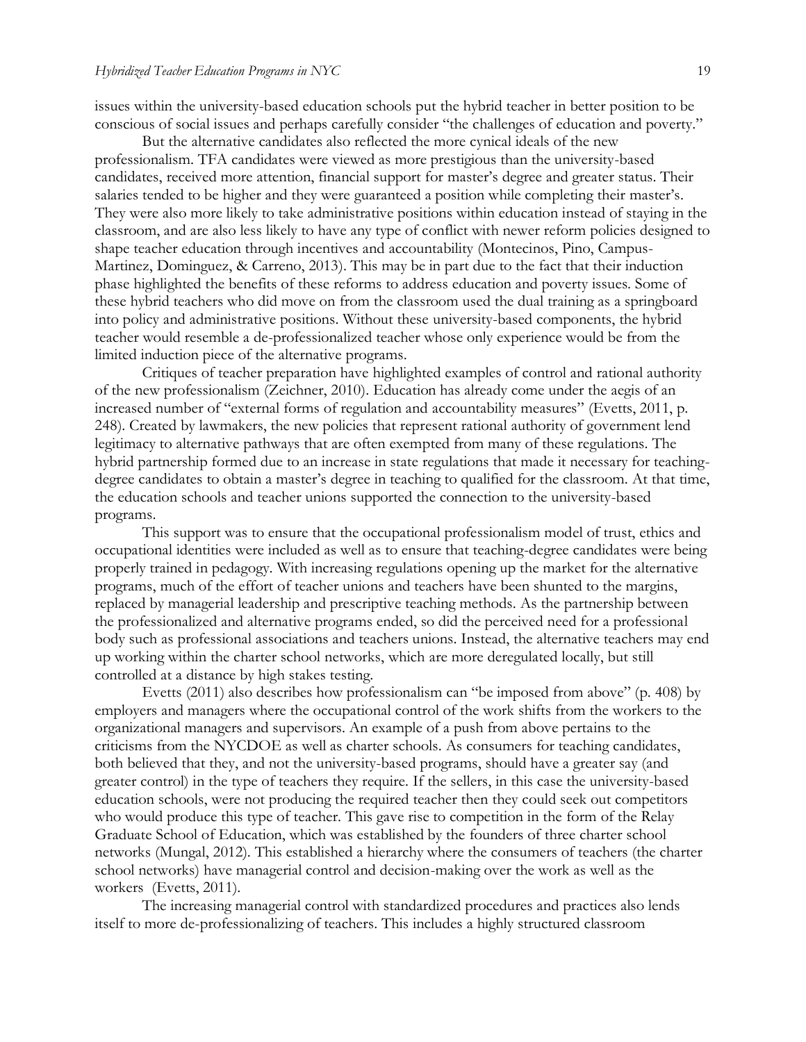issues within the university-based education schools put the hybrid teacher in better position to be conscious of social issues and perhaps carefully consider "the challenges of education and poverty."

But the alternative candidates also reflected the more cynical ideals of the new professionalism. TFA candidates were viewed as more prestigious than the university-based candidates, received more attention, financial support for master's degree and greater status. Their salaries tended to be higher and they were guaranteed a position while completing their master's. They were also more likely to take administrative positions within education instead of staying in the classroom, and are also less likely to have any type of conflict with newer reform policies designed to shape teacher education through incentives and accountability (Montecinos, Pino, Campus-Martinez, Dominguez, & Carreno, 2013). This may be in part due to the fact that their induction phase highlighted the benefits of these reforms to address education and poverty issues. Some of these hybrid teachers who did move on from the classroom used the dual training as a springboard into policy and administrative positions. Without these university-based components, the hybrid teacher would resemble a de-professionalized teacher whose only experience would be from the limited induction piece of the alternative programs.

Critiques of teacher preparation have highlighted examples of control and rational authority of the new professionalism (Zeichner, 2010). Education has already come under the aegis of an increased number of "external forms of regulation and accountability measures" (Evetts, 2011, p. 248). Created by lawmakers, the new policies that represent rational authority of government lend legitimacy to alternative pathways that are often exempted from many of these regulations. The hybrid partnership formed due to an increase in state regulations that made it necessary for teaching-degree candidates to obtain a master's degree in teaching to qualified for the classroom. At that time, the education schools and teacher unions supported the connection to the university-based programs.

This support was to ensure that the occupational professionalism model of trust, ethics and occupational identities were included as well as to ensure that teaching-degree candidates were being properly trained in pedagogy. With increasing regulations opening up the market for the alternative programs, much of the effort of teacher unions and teachers have been shunted to the margins, replaced by managerial leadership and prescriptive teaching methods. As the partnership between the professionalized and alternative programs ended, so did the perceived need for a professional body such as professional associations and teachers unions. Instead, the alternative teachers may end up working within the charter school networks, which are more deregulated locally, but still controlled at a distance by high stakes testing.

Evetts (2011) also describes how professionalism can "be imposed from above" (p. 408) by employers and managers where the occupational control of the work shifts from the workers to the organizational managers and supervisors. An example of a push from above pertains to the criticisms from the NYCDOE as well as charter schools. As consumers for teaching candidates, both believed that they, and not the university-based programs, should have a greater say (and greater control) in the type of teachers they require. If the sellers, in this case the university-based education schools, were not producing the required teacher then they could seek out competitors who would produce this type of teacher. This gave rise to competition in the form of the Relay Graduate School of Education, which was established by the founders of three charter school networks (Mungal, 2012). This established a hierarchy where the consumers of teachers (the charter school networks) have managerial control and decision-making over the work as well as the workers (Evetts, 2011).

The increasing managerial control with standardized procedures and practices also lends itself to more de-professionalizing of teachers. This includes a highly structured classroom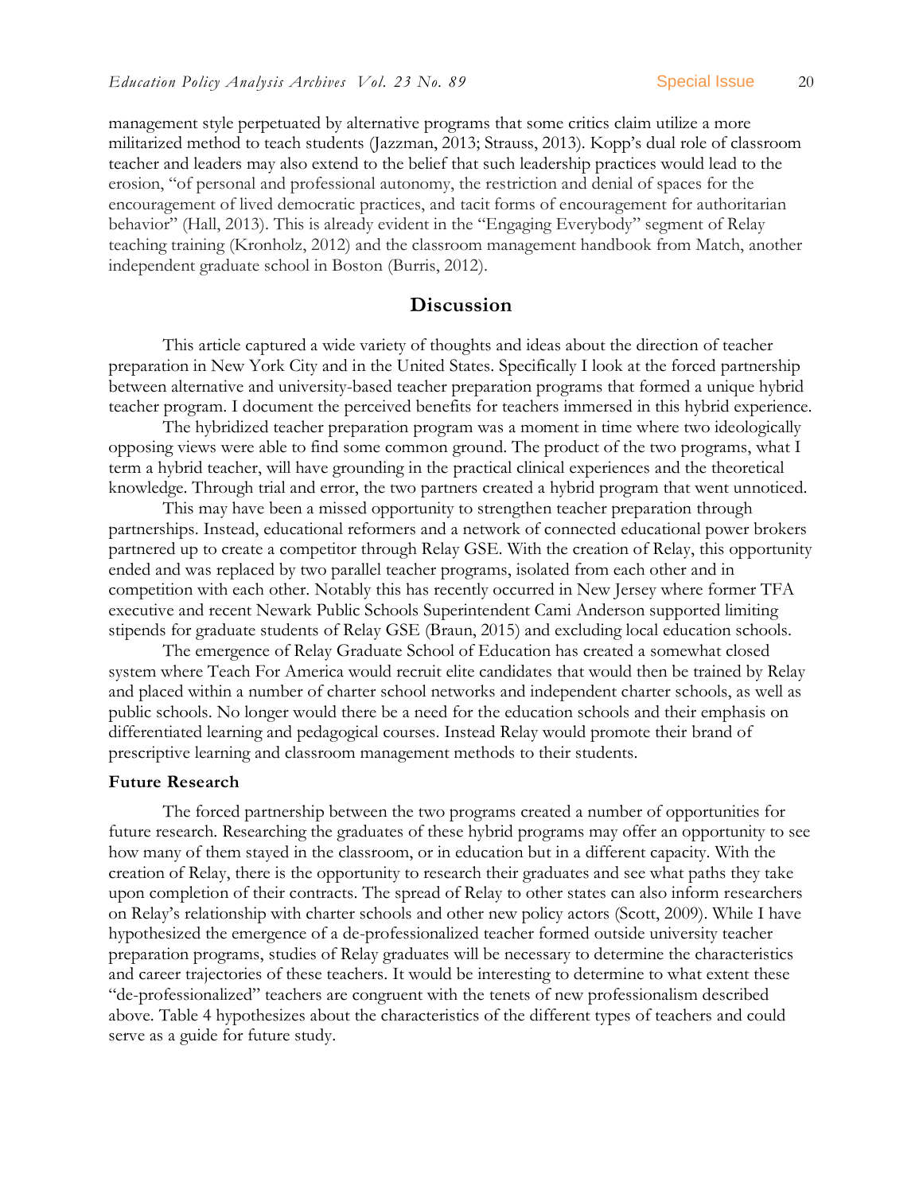management style perpetuated by alternative programs that some critics claim utilize a more militarized method to teach students (Jazzman, 2013; Strauss, 2013). Kopp's dual role of classroom teacher and leaders may also extend to the belief that such leadership practices would lead to the erosion, "of personal and professional autonomy, the restriction and denial of spaces for the encouragement of lived democratic practices, and tacit forms of encouragement for authoritarian behavior" (Hall, 2013). This is already evident in the "Engaging Everybody" segment of Relay teaching training (Kronholz, 2012) and the classroom management handbook from Match, another independent graduate school in Boston (Burris, 2012).

## Discussion

This article captured a wide variety of thoughts and ideas about the direction of teacher preparation in New York City and in the United States. Specifically I look at the forced partnership between alternative and university-based teacher preparation programs that formed a unique hybrid teacher program. I document the perceived benefits for teachers immersed in this hybrid experience.

The hybridized teacher preparation program was a moment in time where two ideologically opposing views were able to find some common ground. The product of the two programs, what I term a hybrid teacher, will have grounding in the practical clinical experiences and the theoretical knowledge. Through trial and error, the two partners created a hybrid program that went unnoticed.

This may have been a missed opportunity to strengthen teacher preparation through partnerships. Instead, educational reformers and a network of connected educational power brokers partnered up to create a competitor through Relay GSE. With the creation of Relay, this opportunity ended and was replaced by two parallel teacher programs, isolated from each other and in competition with each other. Notably this has recently occurred in New Jersey where former TFA executive and recent Newark Public Schools Superintendent Cami Anderson supported limiting stipends for graduate students of Relay GSE (Braun, 2015) and excluding local education schools.

The emergence of Relay Graduate School of Education has created a somewhat closed system where Teach For America would recruit elite candidates that would then be trained by Relay and placed within a number of charter school networks and independent charter schools, as well as public schools. No longer would there be a need for the education schools and their emphasis on differentiated learning and pedagogical courses. Instead Relay would promote their brand of prescriptive learning and classroom management methods to their students.

### Future Research

The forced partnership between the two programs created a number of opportunities for future research. Researching the graduates of these hybrid programs may offer an opportunity to see how many of them stayed in the classroom, or in education but in a different capacity. With the creation of Relay, there is the opportunity to research their graduates and see what paths they take upon completion of their contracts. The spread of Relay to other states can also inform researchers on Relay's relationship with charter schools and other new policy actors (Scott, 2009). While I have hypothesized the emergence of a de-professionalized teacher formed outside university teacher preparation programs, studies of Relay graduates will be necessary to determine the characteristics and career trajectories of these teachers. It would be interesting to determine to what extent these "de-professionalized" teachers are congruent with the tenets of new professionalism described above. Table 4 hypothesizes about the characteristics of the different types of teachers and could serve as a guide for future study.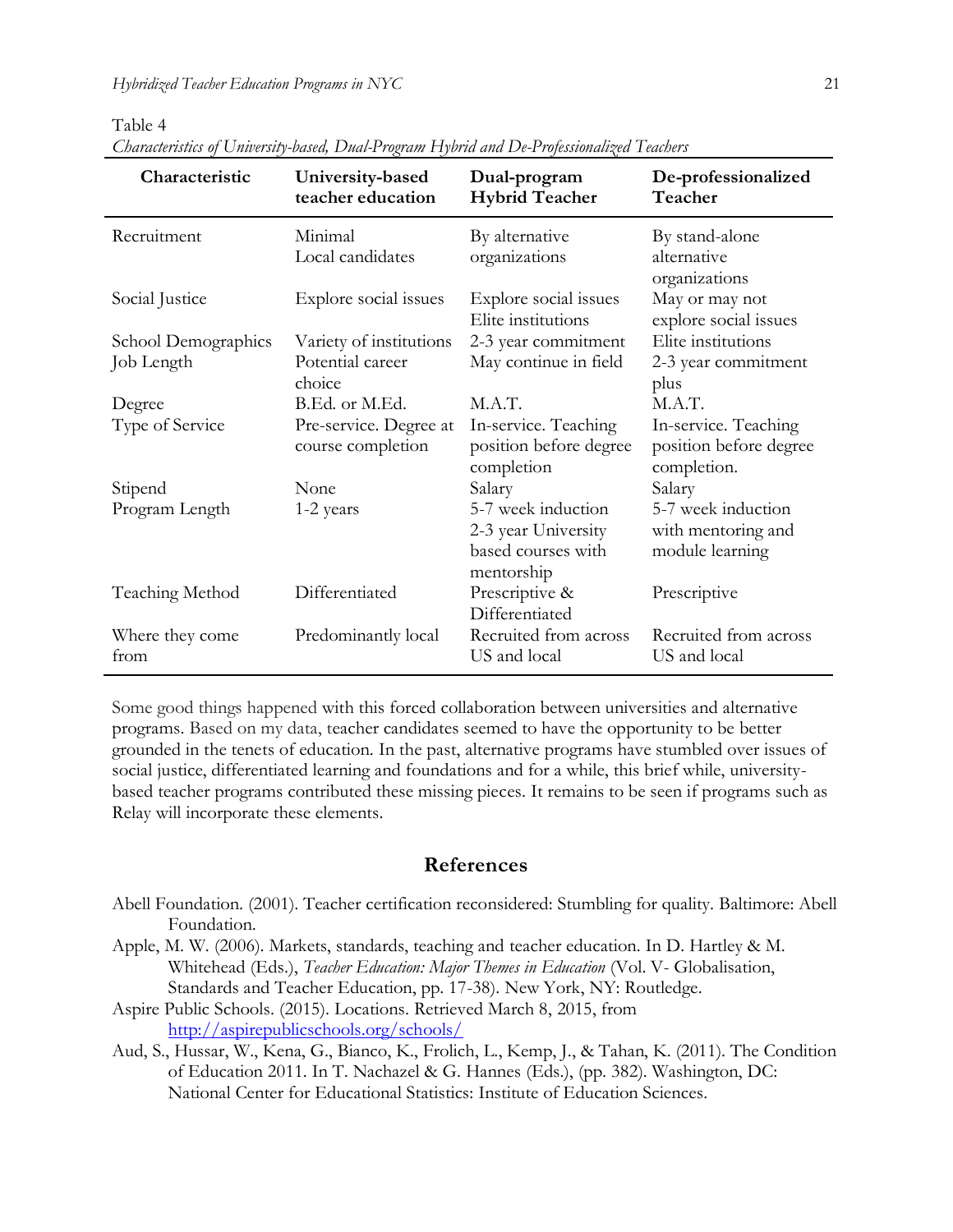Table 4

*Characteristics of University-based, Dual-Program Hybrid and De-Professionalized Teachers*

| Characteristic | University-based teacher education | Dual-program Hybrid Teacher | De-professionalized Teacher |
|---|---|---|---|
| Recruitment | Minimal<br>Local candidates | By alternative organizations | By stand-alone alternative organizations |
| Social Justice | Explore social issues | Explore social issues<br>Elite institutions | May or may not explore social issues |
| School Demographics | Variety of institutions | 2-3 year commitment | Elite institutions |
| Job Length | Potential career choice | May continue in field | 2-3 year commitment plus |
| Degree | B.Ed. or M.Ed. | M.A.T. | M.A.T. |
| Type of Service | Pre-service. Degree at course completion | In-service. Teaching position before degree completion | In-service. Teaching position before degree completion. |
| Stipend | None | Salary | Salary |
| Program Length | 1-2 years | 5-7 week induction<br>2-3 year University based courses with mentorship | 5-7 week induction with mentoring and module learning |
| Teaching Method | Differentiated | Prescriptive & Differentiated | Prescriptive |
| Where they come from | Predominantly local | Recruited from across US and local | Recruited from across US and local |

Some good things happened with this forced collaboration between universities and alternative programs. Based on my data, teacher candidates seemed to have the opportunity to be better grounded in the tenets of education. In the past, alternative programs have stumbled over issues of social justice, differentiated learning and foundations and for a while, this brief while, university-based teacher programs contributed these missing pieces. It remains to be seen if programs such as Relay will incorporate these elements.

## References

Abell Foundation. (2001). Teacher certification reconsidered: Stumbling for quality. Baltimore: Abell Foundation.

Apple, M. W. (2006). Markets, standards, teaching and teacher education. In D. Hartley & M. Whitehead (Eds.), *Teacher Education: Major Themes in Education* (Vol. V- Globalisation, Standards and Teacher Education, pp. 17-38). New York, NY: Routledge.

Aspire Public Schools. (2015). Locations. Retrieved March 8, 2015, from http://aspirepublicschools.org/schools/

Aud, S., Hussar, W., Kena, G., Bianco, K., Frolich, L., Kemp, J., & Tahan, K. (2011). The Condition of Education 2011. In T. Nachazel & G. Hannes (Eds.), (pp. 382). Washington, DC: National Center for Educational Statistics: Institute of Education Sciences.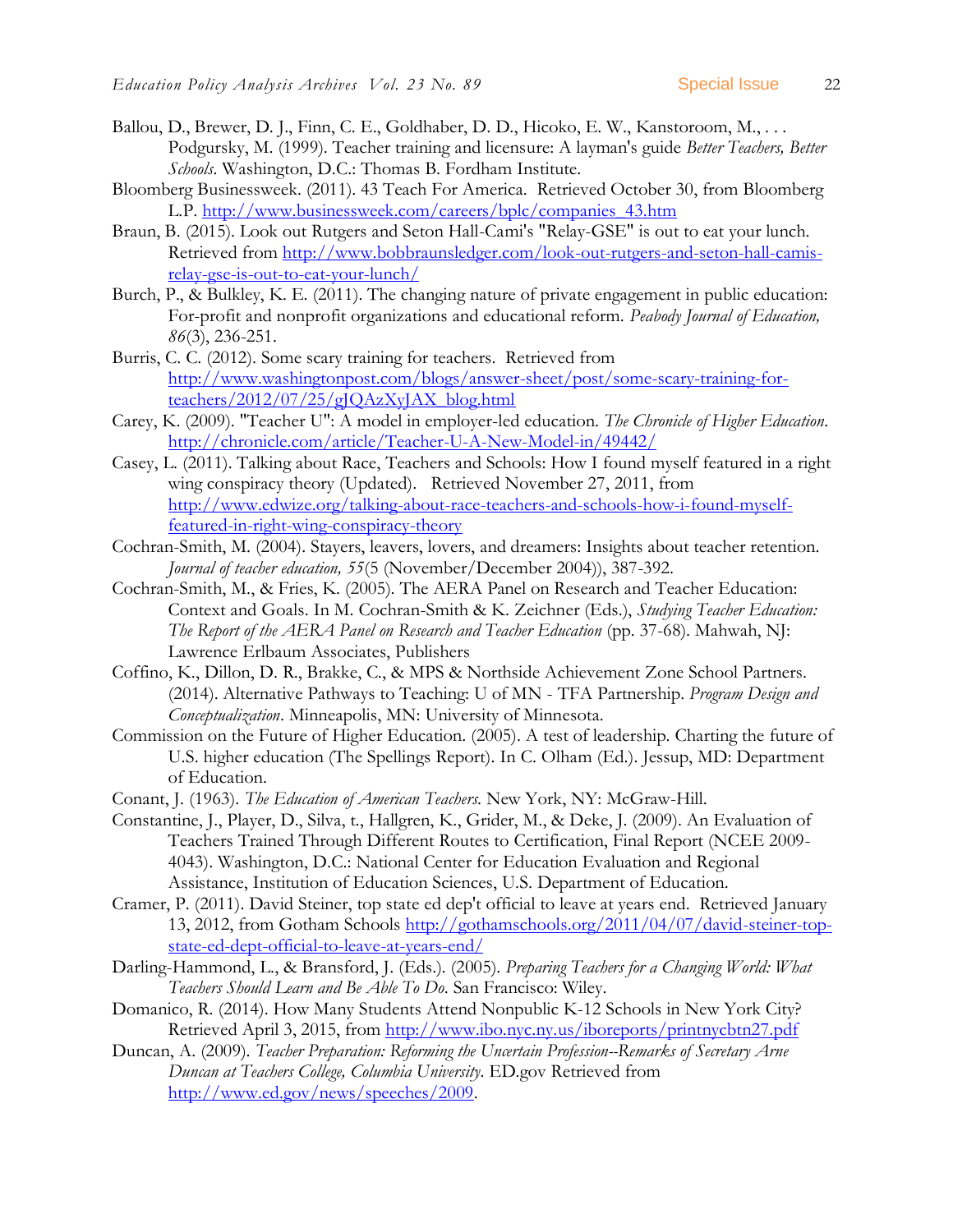Ballou, D., Brewer, D. J., Finn, C. E., Goldhaber, D. D., Hicoko, E. W., Kanstoroom, M., . . . Podgursky, M. (1999). Teacher training and licensure: A layman's guide *Better Teachers, Better Schools*. Washington, D.C.: Thomas B. Fordham Institute.

Bloomberg Businessweek. (2011). 43 Teach For America. Retrieved October 30, from Bloomberg L.P. http://www.businessweek.com/careers/bplc/companies_43.htm

Braun, B. (2015). Look out Rutgers and Seton Hall-Cami's "Relay-GSE" is out to eat your lunch. Retrieved from http://www.bobbraunsledger.com/look-out-rutgers-and-seton-hall-camis-relay-gse-is-out-to-eat-your-lunch/

Burch, P., & Bulkley, K. E. (2011). The changing nature of private engagement in public education: For-profit and nonprofit organizations and educational reform. *Peabody Journal of Education, 86*(3), 236-251.

Burris, C. C. (2012). Some scary training for teachers. Retrieved from http://www.washingtonpost.com/blogs/answer-sheet/post/some-scary-training-for-teachers/2012/07/25/gJQAzXyJAX_blog.html

Carey, K. (2009). "Teacher U": A model in employer-led education. *The Chronicle of Higher Education*. http://chronicle.com/article/Teacher-U-A-New-Model-in/49442/

Casey, L. (2011). Talking about Race, Teachers and Schools: How I found myself featured in a right wing conspiracy theory (Updated). Retrieved November 27, 2011, from http://www.edwize.org/talking-about-race-teachers-and-schools-how-i-found-myself-featured-in-right-wing-conspiracy-theory

Cochran-Smith, M. (2004). Stayers, leavers, lovers, and dreamers: Insights about teacher retention. *Journal of teacher education, 55*(5 (November/December 2004)), 387-392.

Cochran-Smith, M., & Fries, K. (2005). The AERA Panel on Research and Teacher Education: Context and Goals. In M. Cochran-Smith & K. Zeichner (Eds.), *Studying Teacher Education: The Report of the AERA Panel on Research and Teacher Education* (pp. 37-68). Mahwah, NJ: Lawrence Erlbaum Associates, Publishers

Coffino, K., Dillon, D. R., Brakke, C., & MPS & Northside Achievement Zone School Partners. (2014). Alternative Pathways to Teaching: U of MN - TFA Partnership. *Program Design and Conceptualization*. Minneapolis, MN: University of Minnesota.

Commission on the Future of Higher Education. (2005). A test of leadership. Charting the future of U.S. higher education (The Spellings Report). In C. Olham (Ed.). Jessup, MD: Department of Education.

Conant, J. (1963). *The Education of American Teachers*. New York, NY: McGraw-Hill.

Constantine, J., Player, D., Silva, t., Hallgren, K., Grider, M., & Deke, J. (2009). An Evaluation of Teachers Trained Through Different Routes to Certification, Final Report (NCEE 2009-4043). Washington, D.C.: National Center for Education Evaluation and Regional Assistance, Institution of Education Sciences, U.S. Department of Education.

Cramer, P. (2011). David Steiner, top state ed dep't official to leave at years end. Retrieved January 13, 2012, from Gotham Schools http://gothamschools.org/2011/04/07/david-steiner-top-state-ed-dept-official-to-leave-at-years-end/

Darling-Hammond, L., & Bransford, J. (Eds.). (2005). *Preparing Teachers for a Changing World: What Teachers Should Learn and Be Able To Do*. San Francisco: Wiley.

Domanico, R. (2014). How Many Students Attend Nonpublic K-12 Schools in New York City? Retrieved April 3, 2015, from http://www.ibo.nyc.ny.us/iboreports/printnycbtn27.pdf

Duncan, A. (2009). *Teacher Preparation: Reforming the Uncertain Profession--Remarks of Secretary Arne Duncan at Teachers College, Columbia University*. ED.gov Retrieved from http://www.ed.gov/news/speeches/2009.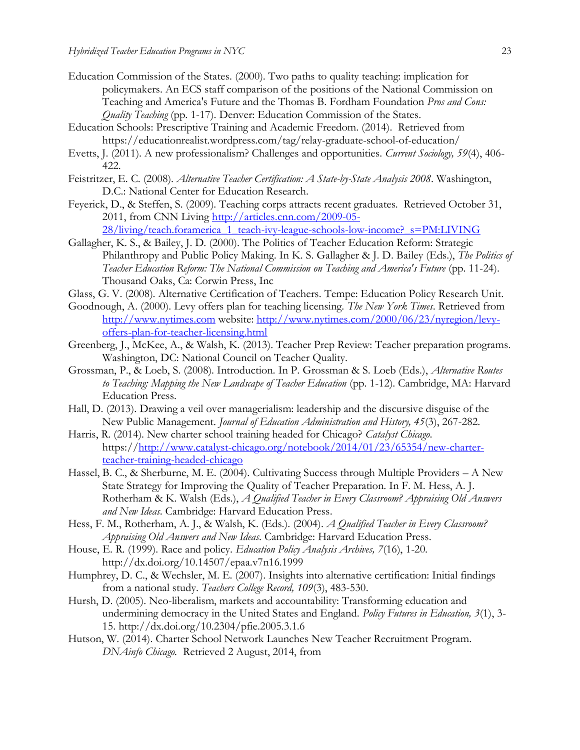Education Commission of the States. (2000). Two paths to quality teaching: implication for policymakers. An ECS staff comparison of the positions of the National Commission on Teaching and America's Future and the Thomas B. Fordham Foundation *Pros and Cons: Quality Teaching* (pp. 1-17). Denver: Education Commission of the States.

Education Schools: Prescriptive Training and Academic Freedom. (2014). Retrieved from https://educationrealist.wordpress.com/tag/relay-graduate-school-of-education/

Evetts, J. (2011). A new professionalism? Challenges and opportunities. *Current Sociology, 59*(4), 406-422.

Feistritzer, E. C. (2008). *Alternative Teacher Certification: A State-by-State Analysis 2008*. Washington, D.C.: National Center for Education Research.

Feyerick, D., & Steffen, S. (2009). Teaching corps attracts recent graduates. Retrieved October 31, 2011, from CNN Living http://articles.cnn.com/2009-05-28/living/teach.foramerica_1_teach-ivy-league-schools-low-income?_s=PM:LIVING

Gallagher, K. S., & Bailey, J. D. (2000). The Politics of Teacher Education Reform: Strategic Philanthropy and Public Policy Making. In K. S. Gallagher & J. D. Bailey (Eds.), *The Politics of Teacher Education Reform: The National Commission on Teaching and America's Future* (pp. 11-24). Thousand Oaks, Ca: Corwin Press, Inc

Glass, G. V. (2008). Alternative Certification of Teachers. Tempe: Education Policy Research Unit.

Goodnough, A. (2000). Levy offers plan for teaching licensing. *The New York Times*. Retrieved from http://www.nytimes.com website: http://www.nytimes.com/2000/06/23/nyregion/levy-offers-plan-for-teacher-licensing.html

Greenberg, J., McKee, A., & Walsh, K. (2013). Teacher Prep Review: Teacher preparation programs. Washington, DC: National Council on Teacher Quality.

Grossman, P., & Loeb, S. (2008). Introduction. In P. Grossman & S. Loeb (Eds.), *Alternative Routes to Teaching: Mapping the New Landscape of Teacher Education* (pp. 1-12). Cambridge, MA: Harvard Education Press.

Hall, D. (2013). Drawing a veil over managerialism: leadership and the discursive disguise of the New Public Management. *Journal of Education Administration and History, 45*(3), 267-282.

Harris, R. (2014). New charter school training headed for Chicago? *Catalyst Chicago*. https://http://www.catalyst-chicago.org/notebook/2014/01/23/65354/new-charter-teacher-training-headed-chicago

Hassel, B. C., & Sherburne, M. E. (2004). Cultivating Success through Multiple Providers – A New State Strategy for Improving the Quality of Teacher Preparation. In F. M. Hess, A. J. Rotherham & K. Walsh (Eds.), *A Qualified Teacher in Every Classroom? Appraising Old Answers and New Ideas*. Cambridge: Harvard Education Press.

Hess, F. M., Rotherham, A. J., & Walsh, K. (Eds.). (2004). *A Qualified Teacher in Every Classroom? Appraising Old Answers and New Ideas*. Cambridge: Harvard Education Press.

House, E. R. (1999). Race and policy. *Education Policy Analysis Archives, 7*(16), 1-20. http://dx.doi.org/10.14507/epaa.v7n16.1999

Humphrey, D. C., & Wechsler, M. E. (2007). Insights into alternative certification: Initial findings from a national study. *Teachers College Record, 109*(3), 483-530.

Hursh, D. (2005). Neo-liberalism, markets and accountability: Transforming education and undermining democracy in the United States and England. *Policy Futures in Education, 3*(1), 3-15. http://dx.doi.org/10.2304/pfie.2005.3.1.6

Hutson, W. (2014). Charter School Network Launches New Teacher Recruitment Program. *DNAinfo Chicago*. Retrieved 2 August, 2014, from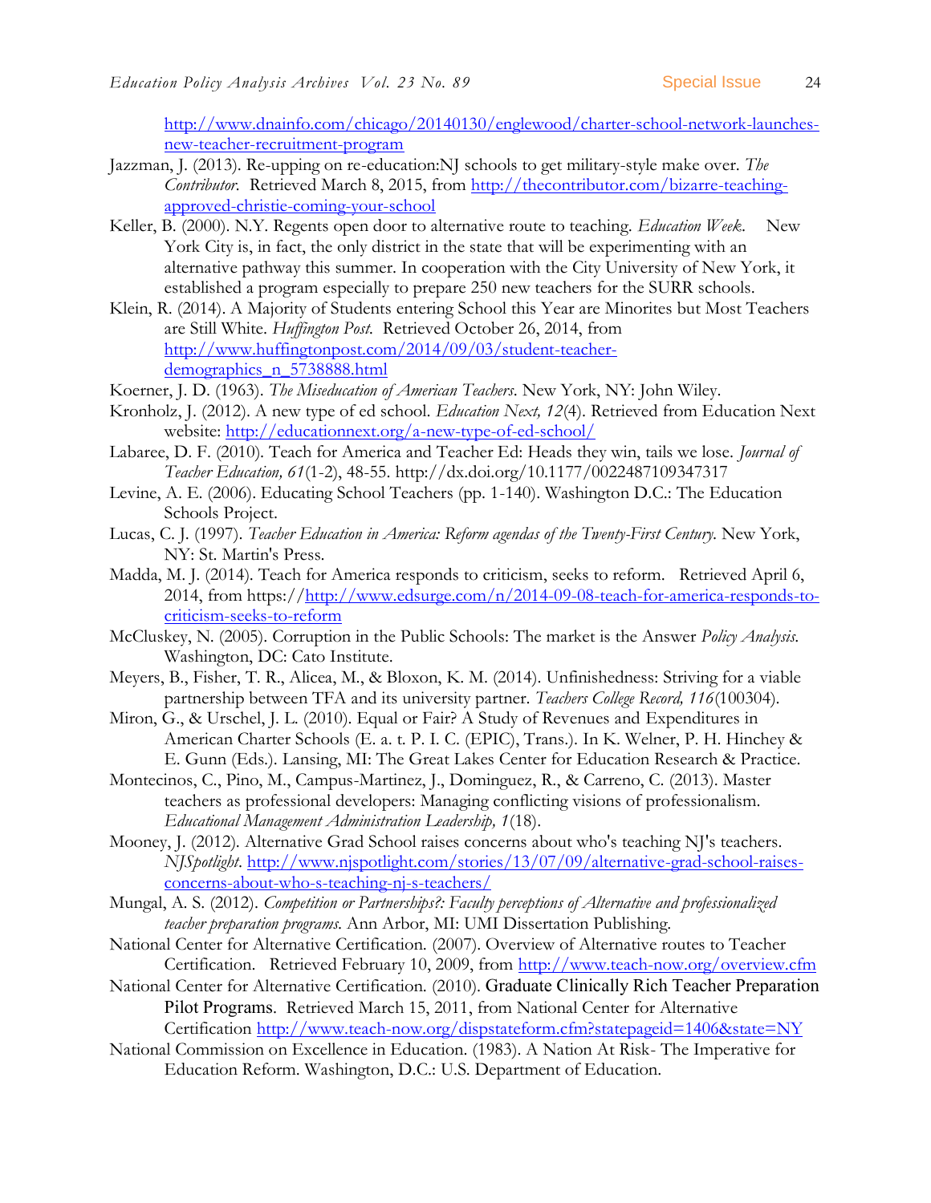http://www.dnainfo.com/chicago/20140130/englewood/charter-school-network-launches-new-teacher-recruitment-program

Jazzman, J. (2013). Re-upping on re-education:NJ schools to get military-style make over. *The Contributor*. Retrieved March 8, 2015, from http://thecontributor.com/bizarre-teaching-approved-christie-coming-your-school

Keller, B. (2000). N.Y. Regents open door to alternative route to teaching. *Education Week*. New York City is, in fact, the only district in the state that will be experimenting with an alternative pathway this summer. In cooperation with the City University of New York, it established a program especially to prepare 250 new teachers for the SURR schools.

Klein, R. (2014). A Majority of Students entering School this Year are Minorites but Most Teachers are Still White. *Huffington Post*. Retrieved October 26, 2014, from http://www.huffingtonpost.com/2014/09/03/student-teacher-demographics_n_5738888.html

Koerner, J. D. (1963). *The Miseducation of American Teachers*. New York, NY: John Wiley.

Kronholz, J. (2012). A new type of ed school. *Education Next, 12*(4). Retrieved from Education Next website: http://educationnext.org/a-new-type-of-ed-school/

Labaree, D. F. (2010). Teach for America and Teacher Ed: Heads they win, tails we lose. *Journal of Teacher Education, 61*(1-2), 48-55. http://dx.doi.org/10.1177/0022487109347317

Levine, A. E. (2006). Educating School Teachers (pp. 1-140). Washington D.C.: The Education Schools Project.

Lucas, C. J. (1997). *Teacher Education in America: Reform agendas of the Twenty-First Century*. New York, NY: St. Martin's Press.

Madda, M. J. (2014). Teach for America responds to criticism, seeks to reform. Retrieved April 6, 2014, from https://http://www.edsurge.com/n/2014-09-08-teach-for-america-responds-to-criticism-seeks-to-reform

McCluskey, N. (2005). Corruption in the Public Schools: The market is the Answer *Policy Analysis*. Washington, DC: Cato Institute.

Meyers, B., Fisher, T. R., Alicea, M., & Bloxon, K. M. (2014). Unfinishedness: Striving for a viable partnership between TFA and its university partner. *Teachers College Record, 116*(100304).

Miron, G., & Urschel, J. L. (2010). Equal or Fair? A Study of Revenues and Expenditures in American Charter Schools (E. a. t. P. I. C. (EPIC), Trans.). In K. Welner, P. H. Hinchey & E. Gunn (Eds.). Lansing, MI: The Great Lakes Center for Education Research & Practice.

Montecinos, C., Pino, M., Campus-Martinez, J., Dominguez, R., & Carreno, C. (2013). Master teachers as professional developers: Managing conflicting visions of professionalism. *Educational Management Administration Leadership, 1*(18).

Mooney, J. (2012). Alternative Grad School raises concerns about who's teaching NJ's teachers. *NJSpotlight*. http://www.njspotlight.com/stories/13/07/09/alternative-grad-school-raises-concerns-about-who-s-teaching-nj-s-teachers/

Mungal, A. S. (2012). *Competition or Partnerships?: Faculty perceptions of Alternative and professionalized teacher preparation programs*. Ann Arbor, MI: UMI Dissertation Publishing.

National Center for Alternative Certification. (2007). Overview of Alternative routes to Teacher Certification. Retrieved February 10, 2009, from http://www.teach-now.org/overview.cfm

National Center for Alternative Certification. (2010). Graduate Clinically Rich Teacher Preparation Pilot Programs. Retrieved March 15, 2011, from National Center for Alternative Certification http://www.teach-now.org/dispstateform.cfm?statepageid=1406&state=NY

National Commission on Excellence in Education. (1983). A Nation At Risk- The Imperative for Education Reform. Washington, D.C.: U.S. Department of Education.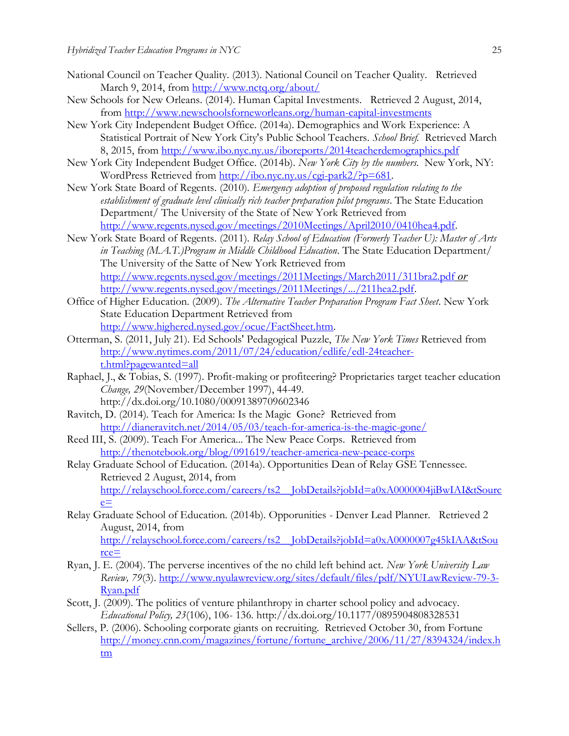National Council on Teacher Quality. (2013). National Council on Teacher Quality. Retrieved March 9, 2014, from http://www.nctq.org/about/

New Schools for New Orleans. (2014). Human Capital Investments. Retrieved 2 August, 2014, from http://www.newschoolsforneworleans.org/human-capital-investments

New York City Independent Budget Office. (2014a). Demographics and Work Experience: A Statistical Portrait of New York City's Public School Teachers. *School Brief.* Retrieved March 8, 2015, from http://www.ibo.nyc.ny.us/iboreports/2014teacherdemographics.pdf

New York City Independent Budget Office. (2014b). *New York City by the numbers.* New York, NY: WordPress Retrieved from http://ibo.nyc.ny.us/cgi-park2/?p=681.

New York State Board of Regents. (2010). *Emergency adoption of proposed regulation relating to the establishment of graduate level clinically rich teacher preparation pilot programs*. The State Education Department/ The University of the State of New York Retrieved from http://www.regents.nysed.gov/meetings/2010Meetings/April2010/0410hea4.pdf.

New York State Board of Regents. (2011). *Relay School of Education (Formerly Teacher U): Master of Arts in Teaching (M.A.T.)Program in Middle Childhood Education*. The State Education Department/ The University of the Satte of New York Retrieved from http://www.regents.nysed.gov/meetings/2011Meetings/March2011/311bra2.pdf *or* http://www.regents.nysed.gov/meetings/2011Meetings/.../211hea2.pdf.

Office of Higher Education. (2009). *The Alternative Teacher Preparation Program Fact Sheet*. New York State Education Department Retrieved from http://www.highered.nysed.gov/ocue/FactSheet.htm.

Otterman, S. (2011, July 21). Ed Schools' Pedagogical Puzzle, *The New York Times* Retrieved from http://www.nytimes.com/2011/07/24/education/edlife/edl-24teacher-t.html?pagewanted=all

Raphael, J., & Tobias, S. (1997). Profit-making or profiteering? Proprietaries target teacher education *Change, 29*(November/December 1997), 44-49. http://dx.doi.org/10.1080/00091389709602346

Ravitch, D. (2014). Teach for America: Is the Magic Gone? Retrieved from http://dianeravitch.net/2014/05/03/teach-for-america-is-the-magic-gone/

Reed III, S. (2009). Teach For America... The New Peace Corps. Retrieved from http://thenotebook.org/blog/091619/teacher-america-new-peace-corps

Relay Graduate School of Education. (2014a). Opportunities Dean of Relay GSE Tennessee. Retrieved 2 August, 2014, from http://relayschool.force.com/careers/ts2__JobDetails?jobId=a0xA0000004jiBwIAI&tSource=

Relay Graduate School of Education. (2014b). Opporunities - Denver Lead Planner. Retrieved 2 August, 2014, from http://relayschool.force.com/careers/ts2__JobDetails?jobId=a0xA0000007g45kIAA&tSource=

Ryan, J. E. (2004). The perverse incentives of the no child left behind act. *New York University Law Review, 79*(3). http://www.nyulawreview.org/sites/default/files/pdf/NYULawReview-79-3-Ryan.pdf

Scott, J. (2009). The politics of venture philanthropy in charter school policy and advocacy. *Educational Policy, 23*(106), 106- 136. http://dx.doi.org/10.1177/0895904808328531

Sellers, P. (2006). Schooling corporate giants on recruiting. Retrieved October 30, from Fortune http://money.cnn.com/magazines/fortune/fortune_archive/2006/11/27/8394324/index.htm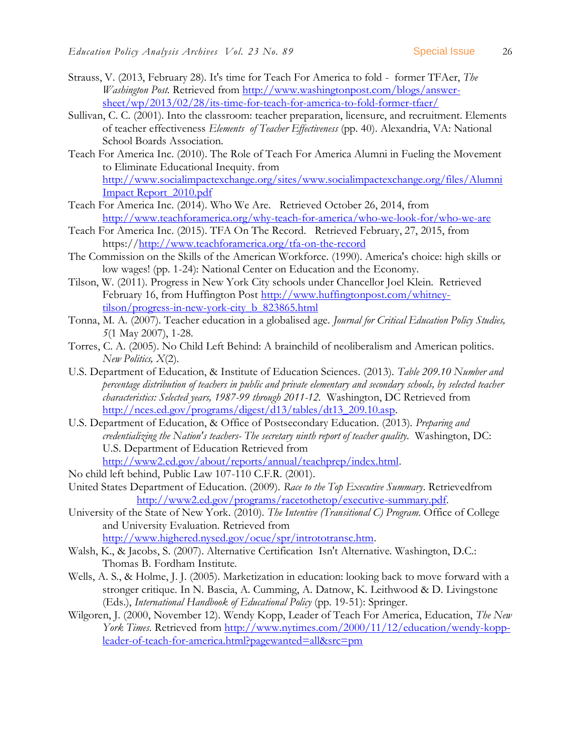Strauss, V. (2013, February 28). It's time for Teach For America to fold - former TFAer, *The Washington Post.* Retrieved from http://www.washingtonpost.com/blogs/answer-sheet/wp/2013/02/28/its-time-for-teach-for-america-to-fold-former-tfaer/

Sullivan, C. C. (2001). Into the classroom: teacher preparation, licensure, and recruitment. Elements of teacher effectiveness *Elements of Teacher Effectiveness* (pp. 40). Alexandria, VA: National School Boards Association.

Teach For America Inc. (2010). The Role of Teach For America Alumni in Fueling the Movement to Eliminate Educational Inequity. from http://www.socialimpactexchange.org/sites/www.socialimpactexchange.org/files/Alumni Impact Report_2010.pdf

Teach For America Inc. (2014). Who We Are. Retrieved October 26, 2014, from http://www.teachforamerica.org/why-teach-for-america/who-we-look-for/who-we-are

Teach For America Inc. (2015). TFA On The Record. Retrieved February, 27, 2015, from https://http://www.teachforamerica.org/tfa-on-the-record

The Commission on the Skills of the American Workforce. (1990). America's choice: high skills or low wages! (pp. 1-24): National Center on Education and the Economy.

Tilson, W. (2011). Progress in New York City schools under Chancellor Joel Klein. Retrieved February 16, from Huffington Post http://www.huffingtonpost.com/whitney-tilson/progress-in-new-york-city_b_823865.html

Tonna, M. A. (2007). Teacher education in a globalised age. *Journal for Critical Education Policy Studies, 5*(1 May 2007), 1-28.

Torres, C. A. (2005). No Child Left Behind: A brainchild of neoliberalism and American politics. *New Politics, X*(2).

U.S. Department of Education, & Institute of Education Sciences. (2013). *Table 209.10 Number and percentage distribution of teachers in public and private elementary and secondary schools, by selected teacher characteristics: Selected years, 1987-99 through 2011-12.* Washington, DC Retrieved from http://nces.ed.gov/programs/digest/d13/tables/dt13_209.10.asp.

U.S. Department of Education, & Office of Postsecondary Education. (2013). *Preparing and credentializing the Nation's teachers- The secretary ninth report of teacher quality.* Washington, DC: U.S. Department of Education Retrieved from http://www2.ed.gov/about/reports/annual/teachprep/index.html.

No child left behind, Public Law 107-110 C.F.R. (2001).

United States Department of Education. (2009). *Race to the Top Executive Summary*. Retrievedfrom http://www2.ed.gov/programs/racetothetop/executive-summary.pdf.

University of the State of New York. (2010). *The Intentive (Transitional C) Program.* Office of College and University Evaluation. Retrieved from http://www.highered.nysed.gov/ocue/spr/intrototransc.htm.

Walsh, K., & Jacobs, S. (2007). Alternative Certification Isn't Alternative. Washington, D.C.: Thomas B. Fordham Institute.

Wells, A. S., & Holme, J. J. (2005). Marketization in education: looking back to move forward with a stronger critique. In N. Bascia, A. Cumming, A. Datnow, K. Leithwood & D. Livingstone (Eds.), *International Handbook of Educational Policy* (pp. 19-51): Springer.

Wilgoren, J. (2000, November 12). Wendy Kopp, Leader of Teach For America, Education, *The New York Times*. Retrieved from http://www.nytimes.com/2000/11/12/education/wendy-kopp-leader-of-teach-for-america.html?pagewanted=all&src=pm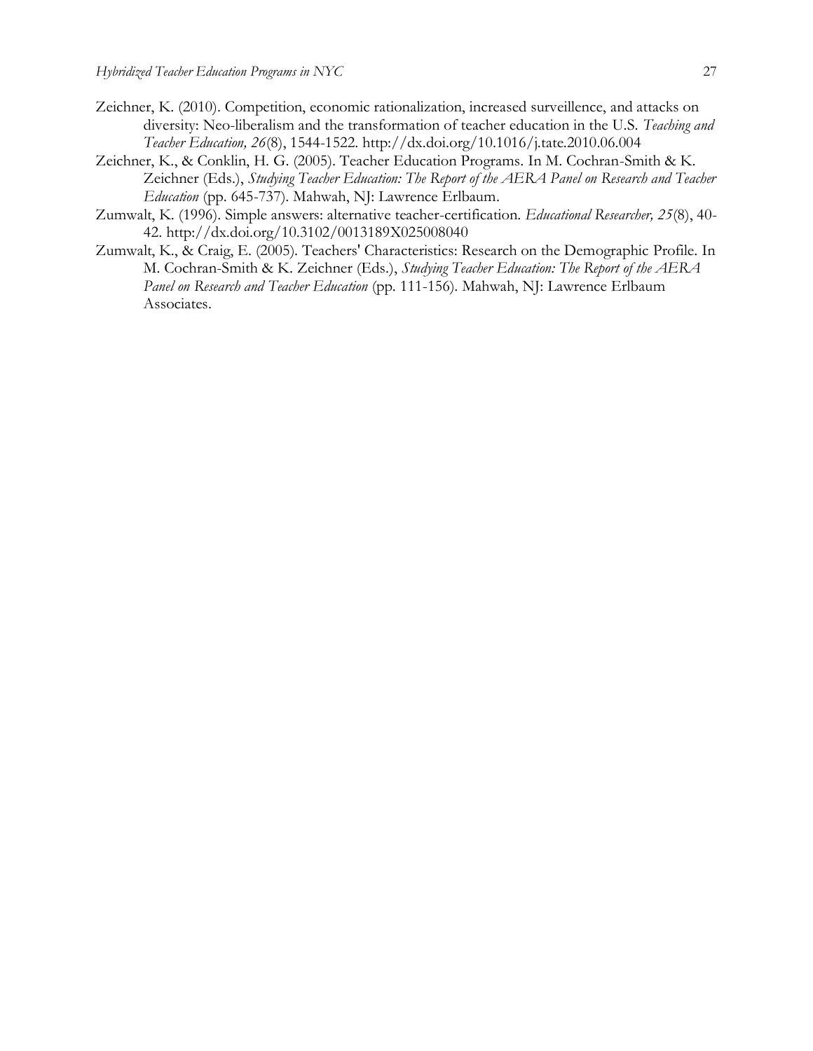Zeichner, K. (2010). Competition, economic rationalization, increased surveillence, and attacks on diversity: Neo-liberalism and the transformation of teacher education in the U.S. *Teaching and Teacher Education, 26*(8), 1544-1522. http://dx.doi.org/10.1016/j.tate.2010.06.004

Zeichner, K., & Conklin, H. G. (2005). Teacher Education Programs. In M. Cochran-Smith & K. Zeichner (Eds.), *Studying Teacher Education: The Report of the AERA Panel on Research and Teacher Education* (pp. 645-737). Mahwah, NJ: Lawrence Erlbaum.

Zumwalt, K. (1996). Simple answers: alternative teacher-certification. *Educational Researcher, 25*(8), 40-42. http://dx.doi.org/10.3102/0013189X025008040

Zumwalt, K., & Craig, E. (2005). Teachers' Characteristics: Research on the Demographic Profile. In M. Cochran-Smith & K. Zeichner (Eds.), *Studying Teacher Education: The Report of the AERA Panel on Research and Teacher Education* (pp. 111-156). Mahwah, NJ: Lawrence Erlbaum Associates.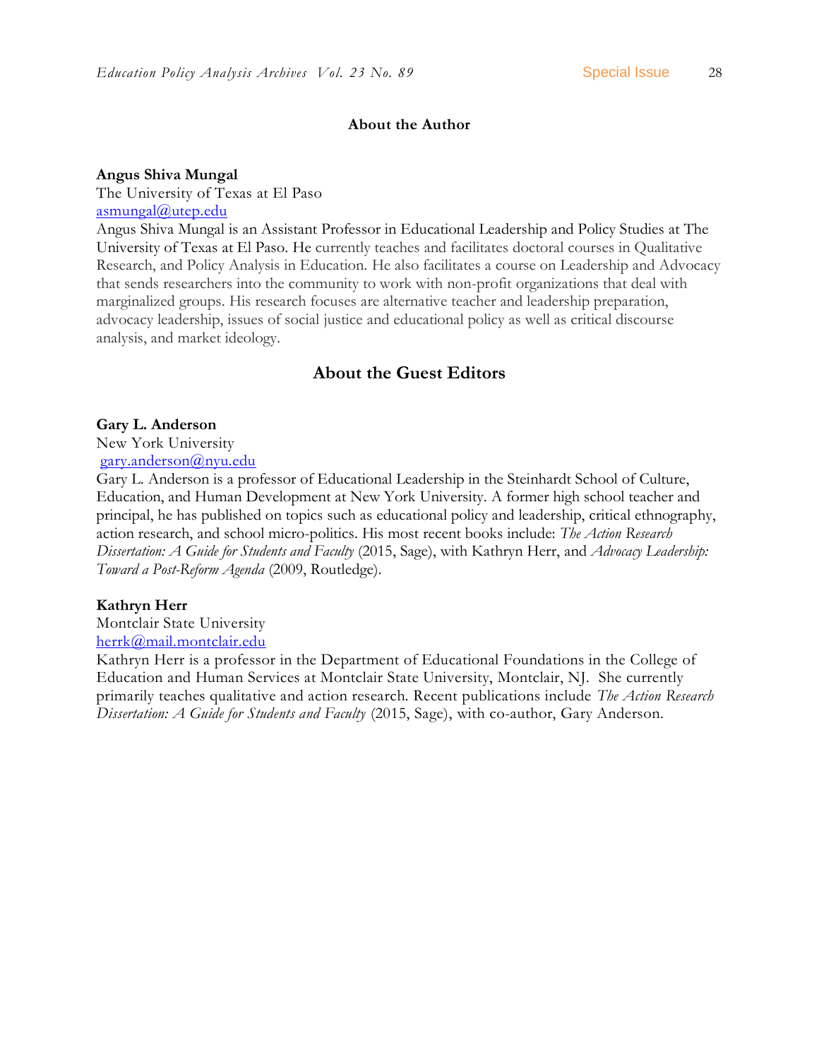## About the Author

**Angus Shiva Mungal**
The University of Texas at El Paso
asmungal@utep.edu
Angus Shiva Mungal is an Assistant Professor in Educational Leadership and Policy Studies at The University of Texas at El Paso. He currently teaches and facilitates doctoral courses in Qualitative Research, and Policy Analysis in Education. He also facilitates a course on Leadership and Advocacy that sends researchers into the community to work with non-profit organizations that deal with marginalized groups. His research focuses are alternative teacher and leadership preparation, advocacy leadership, issues of social justice and educational policy as well as critical discourse analysis, and market ideology.

## About the Guest Editors

**Gary L. Anderson**
New York University
gary.anderson@nyu.edu
Gary L. Anderson is a professor of Educational Leadership in the Steinhardt School of Culture, Education, and Human Development at New York University. A former high school teacher and principal, he has published on topics such as educational policy and leadership, critical ethnography, action research, and school micro-politics. His most recent books include: *The Action Research Dissertation: A Guide for Students and Faculty* (2015, Sage), with Kathryn Herr, and *Advocacy Leadership: Toward a Post-Reform Agenda* (2009, Routledge).

**Kathryn Herr**
Montclair State University
herrk@mail.montclair.edu
Kathryn Herr is a professor in the Department of Educational Foundations in the College of Education and Human Services at Montclair State University, Montclair, NJ. She currently primarily teaches qualitative and action research. Recent publications include *The Action Research Dissertation: A Guide for Students and Faculty* (2015, Sage), with co-author, Gary Anderson.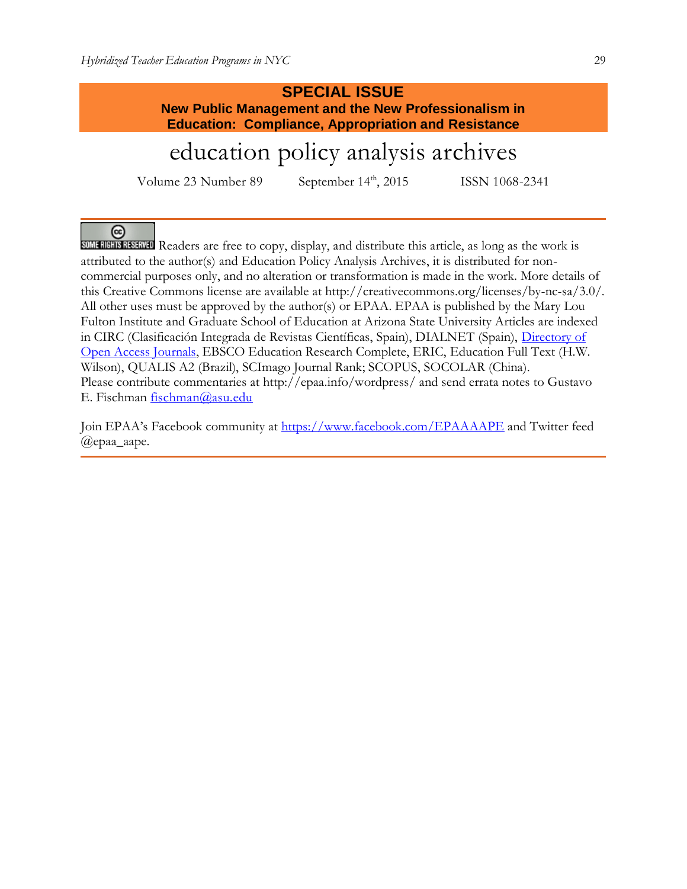**SPECIAL ISSUE**
**New Public Management and the New Professionalism in Education: Compliance, Appropriation and Resistance**

# education policy analysis archives

Volume 23 Number 89 September 14th, 2015 ISSN 1068-2341

SOME RIGHTS RESERVED Readers are free to copy, display, and distribute this article, as long as the work is attributed to the author(s) and Education Policy Analysis Archives, it is distributed for non-commercial purposes only, and no alteration or transformation is made in the work. More details of this Creative Commons license are available at http://creativecommons.org/licenses/by-nc-sa/3.0/. All other uses must be approved by the author(s) or EPAA. EPAA is published by the Mary Lou Fulton Institute and Graduate School of Education at Arizona State University Articles are indexed in CIRC (Clasificación Integrada de Revistas Científicas, Spain), DIALNET (Spain), Directory of Open Access Journals, EBSCO Education Research Complete, ERIC, Education Full Text (H.W. Wilson), QUALIS A2 (Brazil), SCImago Journal Rank; SCOPUS, SOCOLAR (China).
Please contribute commentaries at http://epaa.info/wordpress/ and send errata notes to Gustavo E. Fischman fischman@asu.edu

Join EPAA's Facebook community at https://www.facebook.com/EPAAAAPE and Twitter feed @epaa_aape.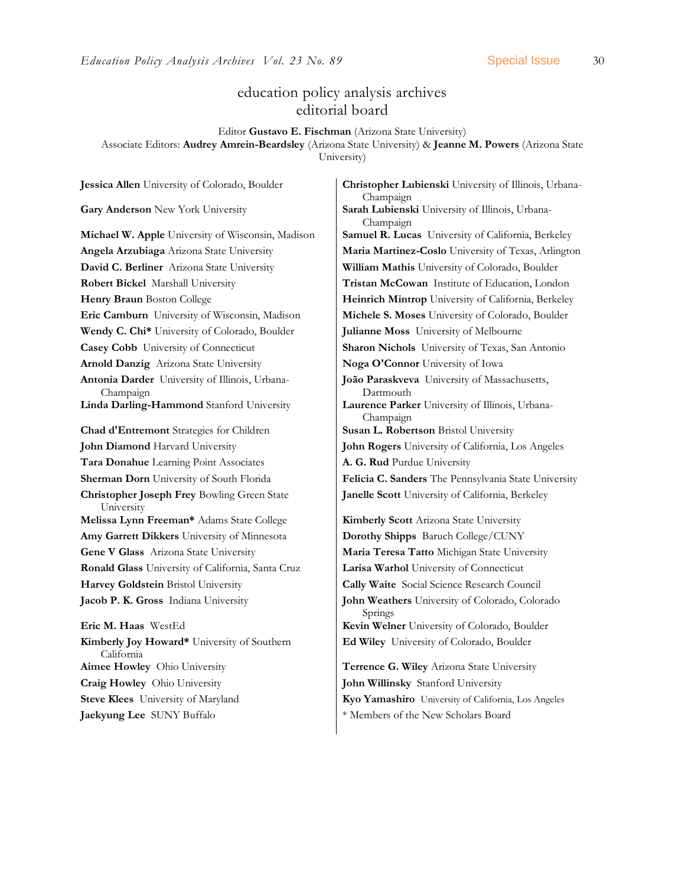# education policy analysis archives
## editorial board

Editor **Gustavo E. Fischman** (Arizona State University)
Associate Editors: **Audrey Amrein-Beardsley** (Arizona State University) & **Jeanne M. Powers** (Arizona State University)

**Jessica Allen** University of Colorado, Boulder

**Gary Anderson** New York University

**Michael W. Apple** University of Wisconsin, Madison

**Angela Arzubiaga** Arizona State University

**David C. Berliner** Arizona State University

**Robert Bickel** Marshall University

**Henry Braun** Boston College

**Eric Camburn** University of Wisconsin, Madison

**Wendy C. Chi*** University of Colorado, Boulder

**Casey Cobb** University of Connecticut

**Arnold Danzig** Arizona State University

**Antonia Darder** University of Illinois, Urbana-Champaign

**Linda Darling-Hammond** Stanford University

**Chad d'Entremont** Strategies for Children

**John Diamond** Harvard University

**Tara Donahue** Learning Point Associates

**Sherman Dorn** University of South Florida

**Christopher Joseph Frey** Bowling Green State University

**Melissa Lynn Freeman*** Adams State College

**Amy Garrett Dikkers** University of Minnesota

**Gene V Glass** Arizona State University

**Ronald Glass** University of California, Santa Cruz

**Harvey Goldstein** Bristol University

**Jacob P. K. Gross** Indiana University

**Eric M. Haas** WestEd

**Kimberly Joy Howard*** University of Southern California

**Aimee Howley** Ohio University

**Craig Howley** Ohio University

**Steve Klees** University of Maryland

**Jaekyung Lee** SUNY Buffalo

**Christopher Lubienski** University of Illinois, Urbana-Champaign

**Sarah Lubienski** University of Illinois, Urbana-Champaign

**Samuel R. Lucas** University of California, Berkeley

**Maria Martinez-Coslo** University of Texas, Arlington

**William Mathis** University of Colorado, Boulder

**Tristan McCowan** Institute of Education, London

**Heinrich Mintrop** University of California, Berkeley

**Michele S. Moses** University of Colorado, Boulder

**Julianne Moss** University of Melbourne

**Sharon Nichols** University of Texas, San Antonio

**Noga O'Connor** University of Iowa

**João Paraskveva** University of Massachusetts, Dartmouth

**Laurence Parker** University of Illinois, Urbana-Champaign

**Susan L. Robertson** Bristol University

**John Rogers** University of California, Los Angeles

**A. G. Rud** Purdue University

**Felicia C. Sanders** The Pennsylvania State University

**Janelle Scott** University of California, Berkeley

**Kimberly Scott** Arizona State University

**Dorothy Shipps** Baruch College/CUNY

**Maria Teresa Tatto** Michigan State University

**Larisa Warhol** University of Connecticut

**Cally Waite** Social Science Research Council

**John Weathers** University of Colorado, Colorado Springs

**Kevin Welner** University of Colorado, Boulder

**Ed Wiley** University of Colorado, Boulder

**Terrence G. Wiley** Arizona State University

**John Willinsky** Stanford University

**Kyo Yamashiro** University of California, Los Angeles

* Members of the New Scholars Board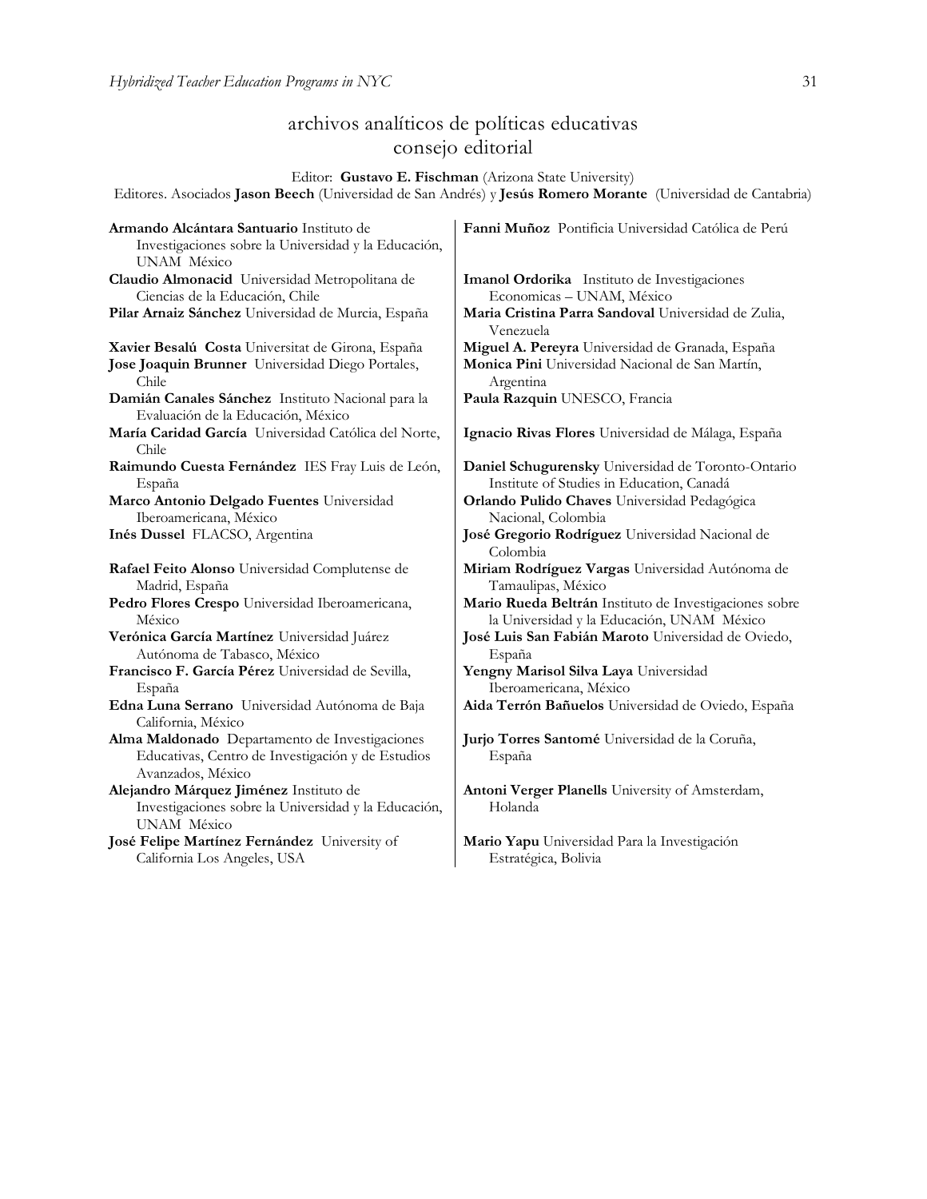## archivos analíticos de políticas educativas
## consejo editorial

Editor: **Gustavo E. Fischman** (Arizona State University)
Editores. Asociados **Jason Beech** (Universidad de San Andrés) y **Jesús Romero Morante** (Universidad de Cantabria)

**Armando Alcántara Santuario** Instituto de Investigaciones sobre la Universidad y la Educación, UNAM México

**Claudio Almonacid** Universidad Metropolitana de Ciencias de la Educación, Chile

**Pilar Arnaiz Sánchez** Universidad de Murcia, España

**Xavier Besalú Costa** Universitat de Girona, España

**Jose Joaquin Brunner** Universidad Diego Portales, Chile

**Damián Canales Sánchez** Instituto Nacional para la Evaluación de la Educación, México

**María Caridad García** Universidad Católica del Norte, Chile

**Raimundo Cuesta Fernández** IES Fray Luis de León, España

**Marco Antonio Delgado Fuentes** Universidad Iberoamericana, México

**Inés Dussel** FLACSO, Argentina

**Rafael Feito Alonso** Universidad Complutense de Madrid, España

**Pedro Flores Crespo** Universidad Iberoamericana, México

**Verónica García Martínez** Universidad Juárez Autónoma de Tabasco, México

**Francisco F. García Pérez** Universidad de Sevilla, España

**Edna Luna Serrano** Universidad Autónoma de Baja California, México

**Alma Maldonado** Departamento de Investigaciones Educativas, Centro de Investigación y de Estudios Avanzados, México

**Alejandro Márquez Jiménez** Instituto de Investigaciones sobre la Universidad y la Educación, UNAM México

**José Felipe Martínez Fernández** University of California Los Angeles, USA

**Fanni Muñoz** Pontificia Universidad Católica de Perú

**Imanol Ordorika** Instituto de Investigaciones Economicas – UNAM, México

**Maria Cristina Parra Sandoval** Universidad de Zulia, Venezuela

**Miguel A. Pereyra** Universidad de Granada, España

**Monica Pini** Universidad Nacional de San Martín, Argentina

**Paula Razquin** UNESCO, Francia

**Ignacio Rivas Flores** Universidad de Málaga, España

**Daniel Schugurensky** Universidad de Toronto-Ontario Institute of Studies in Education, Canadá

**Orlando Pulido Chaves** Universidad Pedagógica Nacional, Colombia

**José Gregorio Rodríguez** Universidad Nacional de Colombia

**Miriam Rodríguez Vargas** Universidad Autónoma de Tamaulipas, México

**Mario Rueda Beltrán** Instituto de Investigaciones sobre la Universidad y la Educación, UNAM México

**José Luis San Fabián Maroto** Universidad de Oviedo, España

**Yengny Marisol Silva Laya** Universidad Iberoamericana, México

**Aida Terrón Bañuelos** Universidad de Oviedo, España

**Jurjo Torres Santomé** Universidad de la Coruña, España

**Antoni Verger Planells** University of Amsterdam, Holanda

**Mario Yapu** Universidad Para la Investigación Estratégica, Bolivia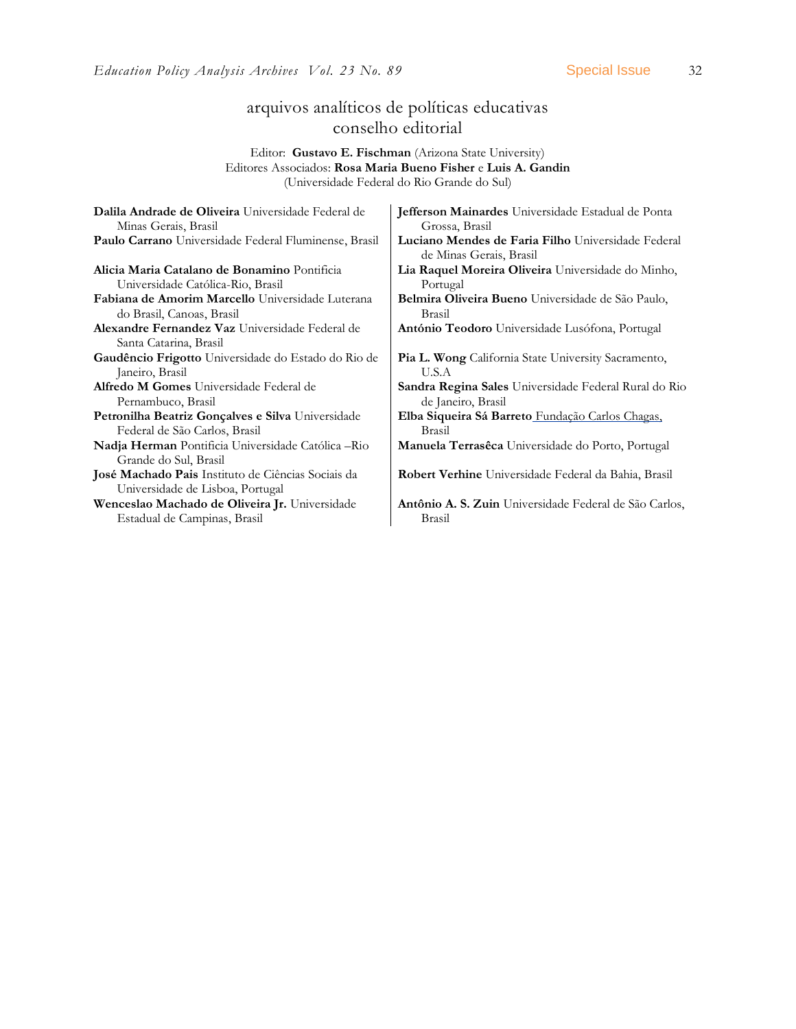# arquivos analíticos de políticas educativas
## conselho editorial

Editor: **Gustavo E. Fischman** (Arizona State University)
Editores Associados: **Rosa Maria Bueno Fisher** e **Luis A. Gandin**
(Universidade Federal do Rio Grande do Sul)

**Dalila Andrade de Oliveira** Universidade Federal de Minas Gerais, Brasil

**Paulo Carrano** Universidade Federal Fluminense, Brasil

**Alicia Maria Catalano de Bonamino** Pontificia Universidade Católica-Rio, Brasil

**Fabiana de Amorim Marcello** Universidade Luterana do Brasil, Canoas, Brasil

**Alexandre Fernandez Vaz** Universidade Federal de Santa Catarina, Brasil

**Gaudêncio Frigotto** Universidade do Estado do Rio de Janeiro, Brasil

**Alfredo M Gomes** Universidade Federal de Pernambuco, Brasil

**Petronilha Beatriz Gonçalves e Silva** Universidade Federal de São Carlos, Brasil

**Nadja Herman** Pontificia Universidade Católica –Rio Grande do Sul, Brasil

**José Machado Pais** Instituto de Ciências Sociais da Universidade de Lisboa, Portugal

**Wenceslao Machado de Oliveira Jr.** Universidade Estadual de Campinas, Brasil

**Jefferson Mainardes** Universidade Estadual de Ponta Grossa, Brasil

**Luciano Mendes de Faria Filho** Universidade Federal de Minas Gerais, Brasil

**Lia Raquel Moreira Oliveira** Universidade do Minho, Portugal

**Belmira Oliveira Bueno** Universidade de São Paulo, Brasil

**António Teodoro** Universidade Lusófona, Portugal

**Pia L. Wong** California State University Sacramento, U.S.A

**Sandra Regina Sales** Universidade Federal Rural do Rio de Janeiro, Brasil

**Elba Siqueira Sá Barreto** Fundação Carlos Chagas, Brasil

**Manuela Terrasêca** Universidade do Porto, Portugal

**Robert Verhine** Universidade Federal da Bahia, Brasil

**Antônio A. S. Zuin** Universidade Federal de São Carlos, Brasil